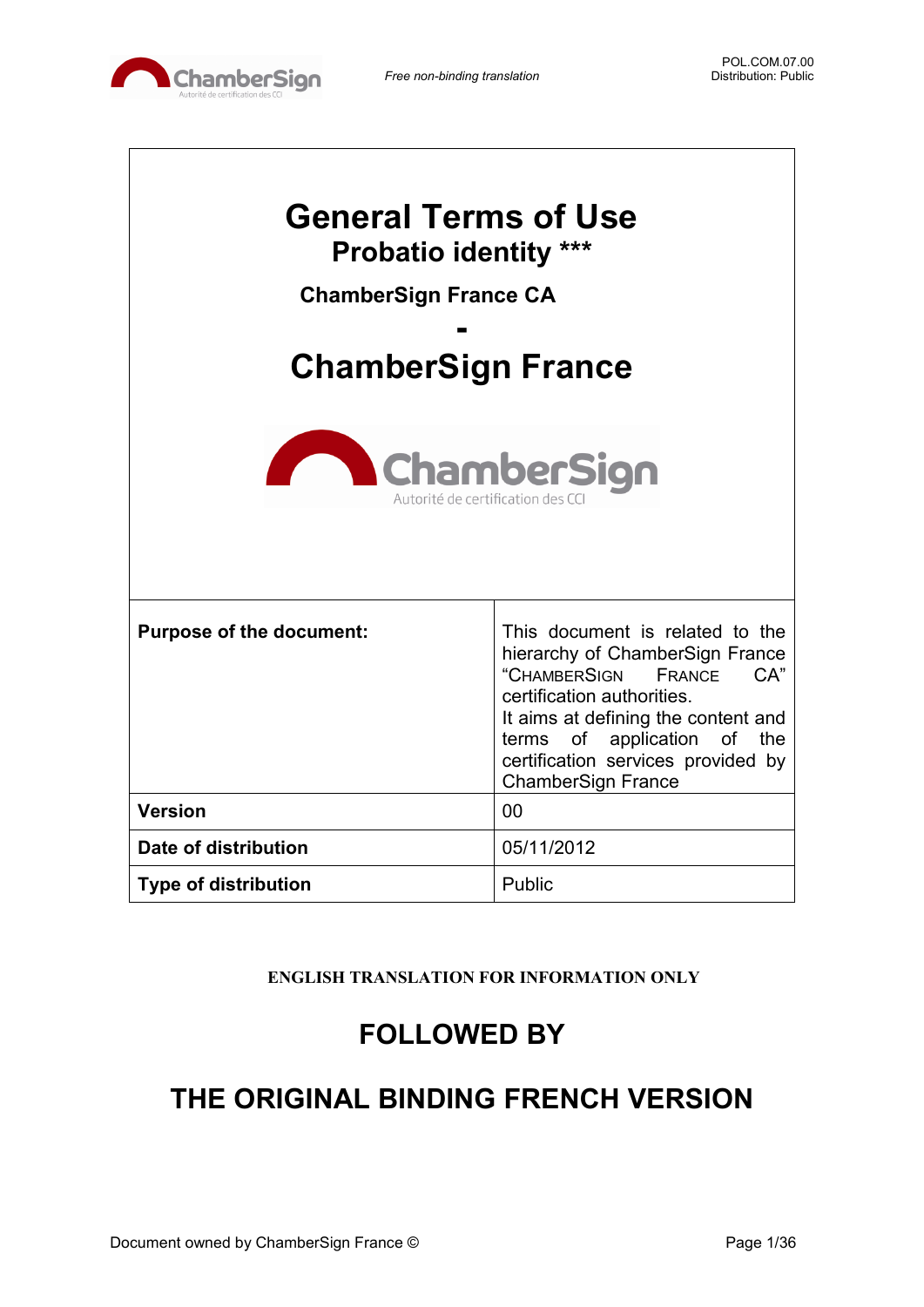*Free non-binding translation*

POL.COM.07.00
Distribution: Public

# General Terms of Use

## Probatio identity ***

### ChamberSign France CA

**-**

# ChamberSign France

| | |
|---|---|
| **Purpose of the document:** | This document is related to the hierarchy of ChamberSign France "CHAMBERSIGN FRANCE CA" certification authorities. It aims at defining the content and terms of application of the certification services provided by ChamberSign France |
| **Version** | 00 |
| **Date of distribution** | 05/11/2012 |
| **Type of distribution** | Public |

**ENGLISH TRANSLATION FOR INFORMATION ONLY**

## FOLLOWED BY

## THE ORIGINAL BINDING FRENCH VERSION

Document owned by ChamberSign France ©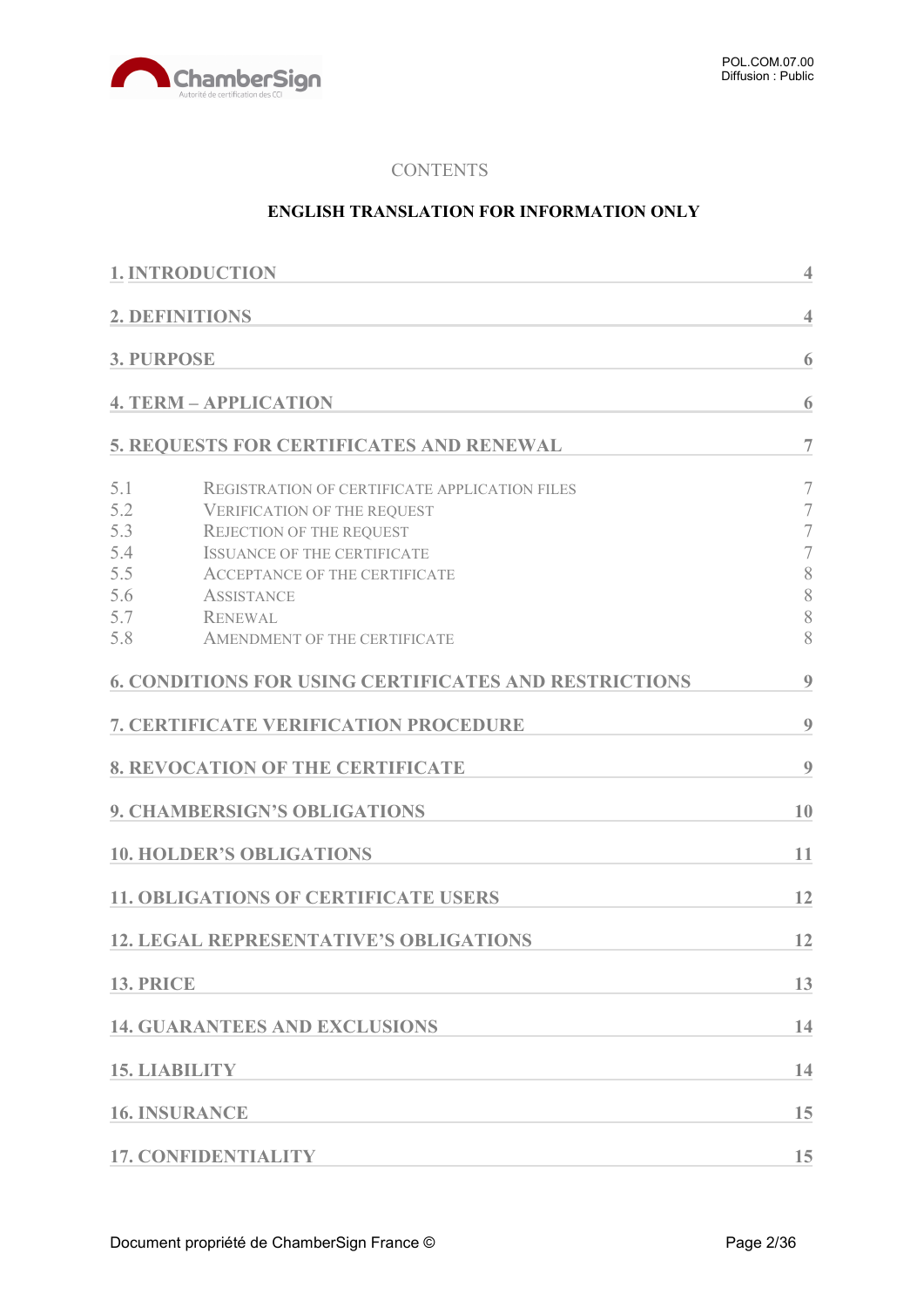CONTENTS

**ENGLISH TRANSLATION FOR INFORMATION ONLY**

| | | |
|---|---|---|
| **1. INTRODUCTION** | | **4** |
| **2. DEFINITIONS** | | **4** |
| **3. PURPOSE** | | **6** |
| **4. TERM – APPLICATION** | | **6** |
| **5. REQUESTS FOR CERTIFICATES AND RENEWAL** | | **7** |
| 5.1 | REGISTRATION OF CERTIFICATE APPLICATION FILES | 7 |
| 5.2 | VERIFICATION OF THE REQUEST | 7 |
| 5.3 | REJECTION OF THE REQUEST | 7 |
| 5.4 | ISSUANCE OF THE CERTIFICATE | 7 |
| 5.5 | ACCEPTANCE OF THE CERTIFICATE | 8 |
| 5.6 | ASSISTANCE | 8 |
| 5.7 | RENEWAL | 8 |
| 5.8 | AMENDMENT OF THE CERTIFICATE | 8 |
| **6. CONDITIONS FOR USING CERTIFICATES AND RESTRICTIONS** | | **9** |
| **7. CERTIFICATE VERIFICATION PROCEDURE** | | **9** |
| **8. REVOCATION OF THE CERTIFICATE** | | **9** |
| **9. CHAMBERSIGN'S OBLIGATIONS** | | **10** |
| **10. HOLDER'S OBLIGATIONS** | | **11** |
| **11. OBLIGATIONS OF CERTIFICATE USERS** | | **12** |
| **12. LEGAL REPRESENTATIVE'S OBLIGATIONS** | | **12** |
| **13. PRICE** | | **13** |
| **14. GUARANTEES AND EXCLUSIONS** | | **14** |
| **15. LIABILITY** | | **14** |
| **16. INSURANCE** | | **15** |
| **17. CONFIDENTIALITY** | | **15** |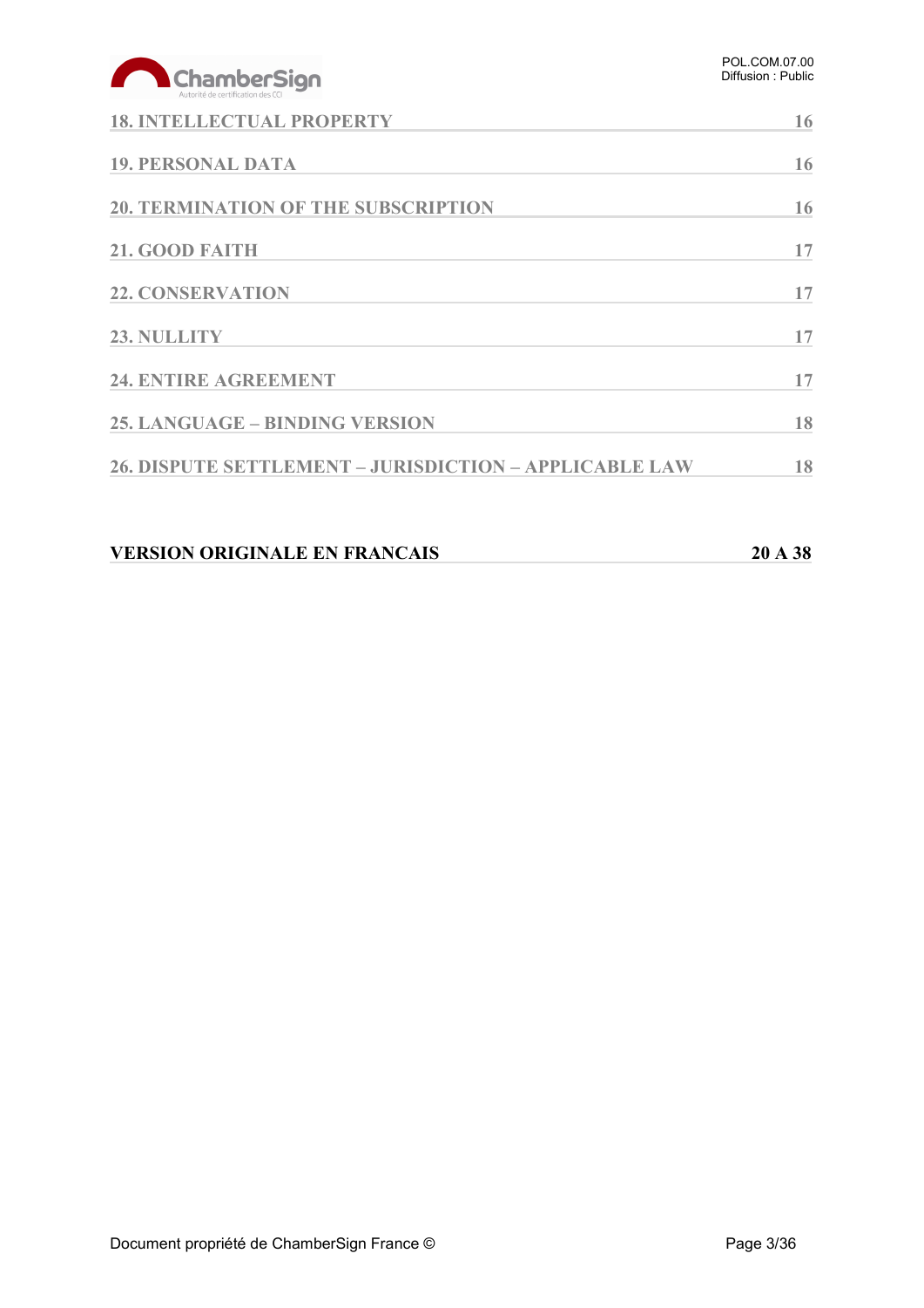18. INTELLECTUAL PROPERTY 16

19. PERSONAL DATA 16

20. TERMINATION OF THE SUBSCRIPTION 16

21. GOOD FAITH 17

22. CONSERVATION 17

23. NULLITY 17

24. ENTIRE AGREEMENT 17

25. LANGUAGE – BINDING VERSION 18

26. DISPUTE SETTLEMENT – JURISDICTION – APPLICABLE LAW 18

**VERSION ORIGINALE EN FRANCAIS 20 A 38**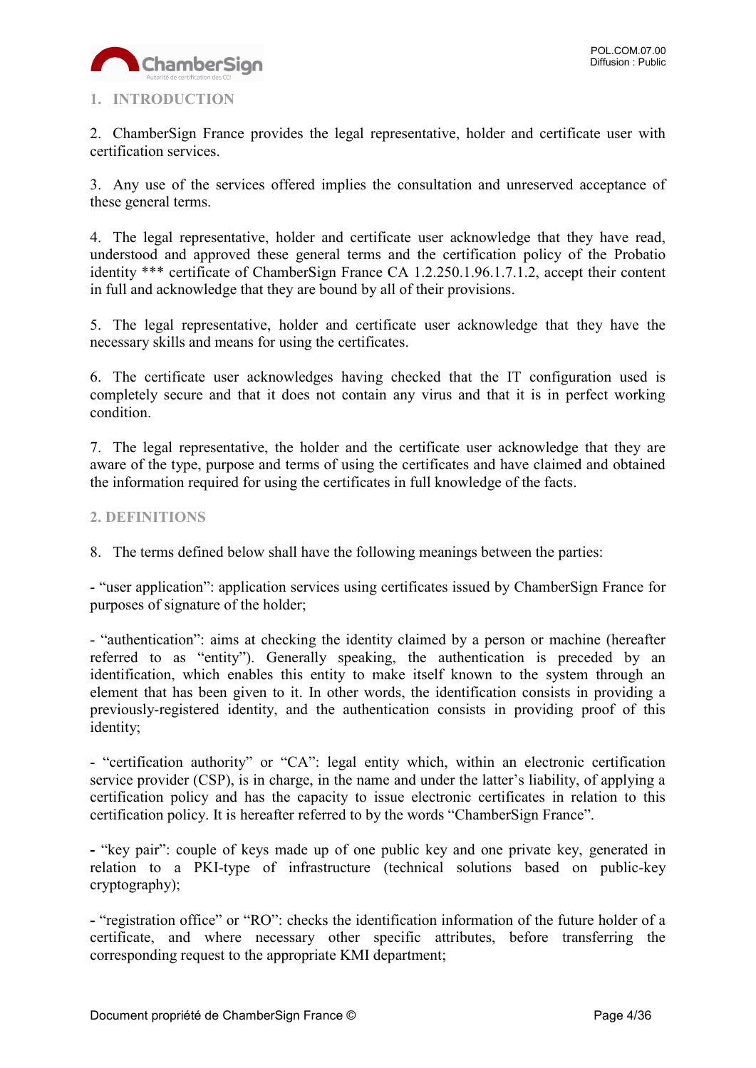## 1. INTRODUCTION

2. ChamberSign France provides the legal representative, holder and certificate user with certification services.

3. Any use of the services offered implies the consultation and unreserved acceptance of these general terms.

4. The legal representative, holder and certificate user acknowledge that they have read, understood and approved these general terms and the certification policy of the Probatio identity *** certificate of ChamberSign France CA 1.2.250.1.96.1.7.1.2, accept their content in full and acknowledge that they are bound by all of their provisions.

5. The legal representative, holder and certificate user acknowledge that they have the necessary skills and means for using the certificates.

6. The certificate user acknowledges having checked that the IT configuration used is completely secure and that it does not contain any virus and that it is in perfect working condition.

7. The legal representative, the holder and the certificate user acknowledge that they are aware of the type, purpose and terms of using the certificates and have claimed and obtained the information required for using the certificates in full knowledge of the facts.

## 2. DEFINITIONS

8. The terms defined below shall have the following meanings between the parties:

- “user application”: application services using certificates issued by ChamberSign France for purposes of signature of the holder;

- “authentication”: aims at checking the identity claimed by a person or machine (hereafter referred to as “entity”). Generally speaking, the authentication is preceded by an identification, which enables this entity to make itself known to the system through an element that has been given to it. In other words, the identification consists in providing a previously-registered identity, and the authentication consists in providing proof of this identity;

- “certification authority” or “CA”: legal entity which, within an electronic certification service provider (CSP), is in charge, in the name and under the latter’s liability, of applying a certification policy and has the capacity to issue electronic certificates in relation to this certification policy. It is hereafter referred to by the words “ChamberSign France”.

- “key pair”: couple of keys made up of one public key and one private key, generated in relation to a PKI-type of infrastructure (technical solutions based on public-key cryptography);

- “registration office” or “RO”: checks the identification information of the future holder of a certificate, and where necessary other specific attributes, before transferring the corresponding request to the appropriate KMI department;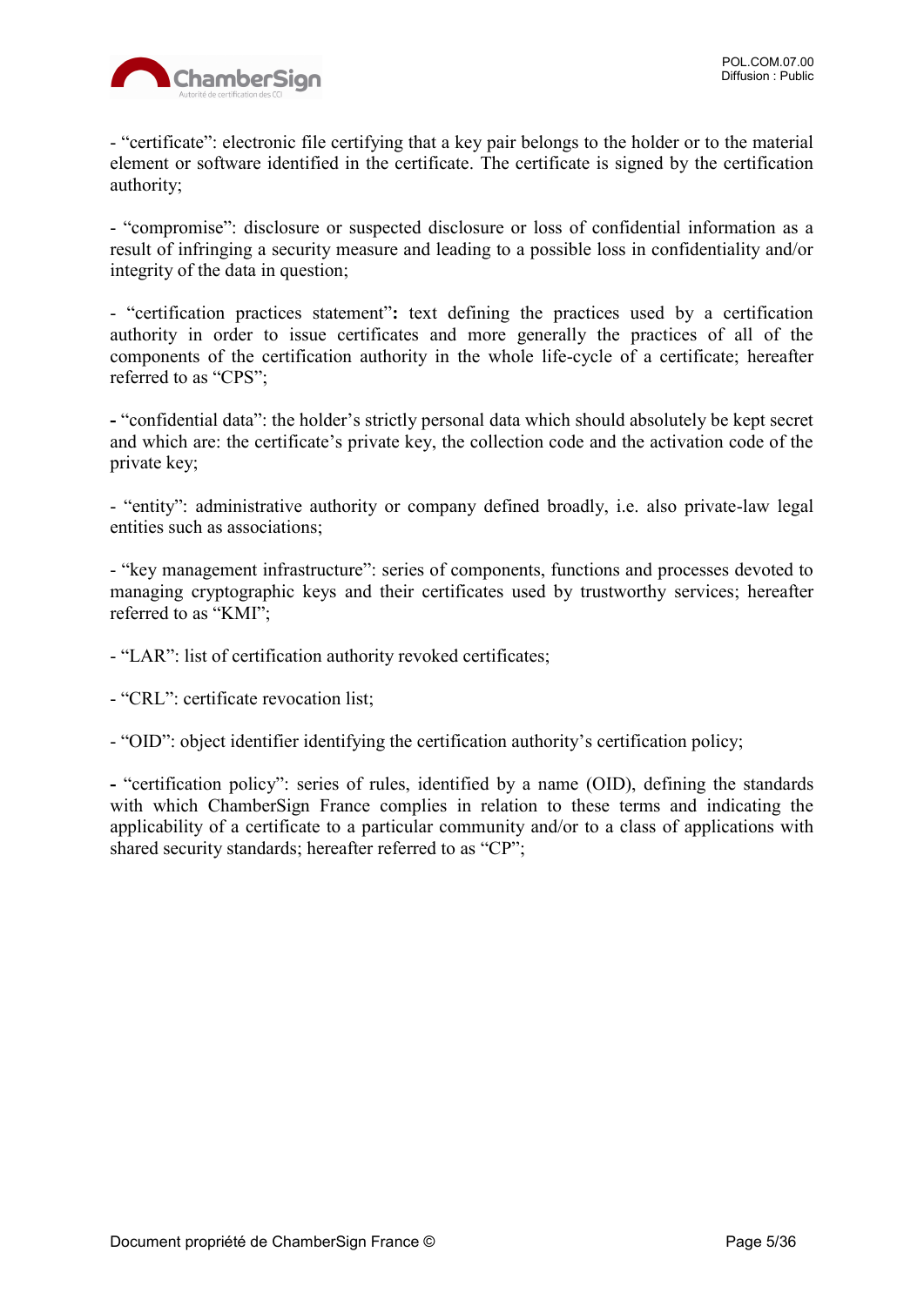- “certificate”: electronic file certifying that a key pair belongs to the holder or to the material element or software identified in the certificate. The certificate is signed by the certification authority;

- “compromise”: disclosure or suspected disclosure or loss of confidential information as a result of infringing a security measure and leading to a possible loss in confidentiality and/or integrity of the data in question;

- “certification practices statement”**:** text defining the practices used by a certification authority in order to issue certificates and more generally the practices of all of the components of the certification authority in the whole life-cycle of a certificate; hereafter referred to as “CPS”;

**-** “confidential data”: the holder’s strictly personal data which should absolutely be kept secret and which are: the certificate’s private key, the collection code and the activation code of the private key;

- “entity”: administrative authority or company defined broadly, i.e. also private-law legal entities such as associations;

- “key management infrastructure”: series of components, functions and processes devoted to managing cryptographic keys and their certificates used by trustworthy services; hereafter referred to as “KMI”;

- “LAR”: list of certification authority revoked certificates;

- “CRL”: certificate revocation list;

- “OID”: object identifier identifying the certification authority’s certification policy;

**-** “certification policy”: series of rules, identified by a name (OID), defining the standards with which ChamberSign France complies in relation to these terms and indicating the applicability of a certificate to a particular community and/or to a class of applications with shared security standards; hereafter referred to as “CP”;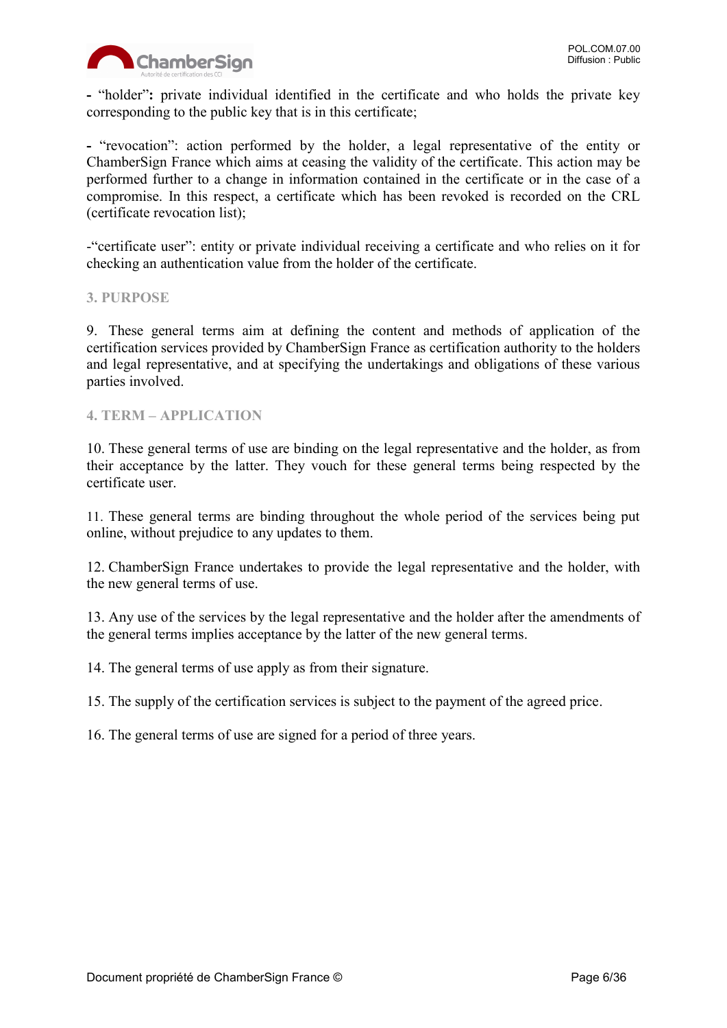- "holder"**:** private individual identified in the certificate and who holds the private key corresponding to the public key that is in this certificate;

- "revocation": action performed by the holder, a legal representative of the entity or ChamberSign France which aims at ceasing the validity of the certificate. This action may be performed further to a change in information contained in the certificate or in the case of a compromise. In this respect, a certificate which has been revoked is recorded on the CRL (certificate revocation list);

-"certificate user": entity or private individual receiving a certificate and who relies on it for checking an authentication value from the holder of the certificate.

## 3. PURPOSE

9. These general terms aim at defining the content and methods of application of the certification services provided by ChamberSign France as certification authority to the holders and legal representative, and at specifying the undertakings and obligations of these various parties involved.

## 4. TERM – APPLICATION

10. These general terms of use are binding on the legal representative and the holder, as from their acceptance by the latter. They vouch for these general terms being respected by the certificate user.

11. These general terms are binding throughout the whole period of the services being put online, without prejudice to any updates to them.

12. ChamberSign France undertakes to provide the legal representative and the holder, with the new general terms of use.

13. Any use of the services by the legal representative and the holder after the amendments of the general terms implies acceptance by the latter of the new general terms.

14. The general terms of use apply as from their signature.

15. The supply of the certification services is subject to the payment of the agreed price.

16. The general terms of use are signed for a period of three years.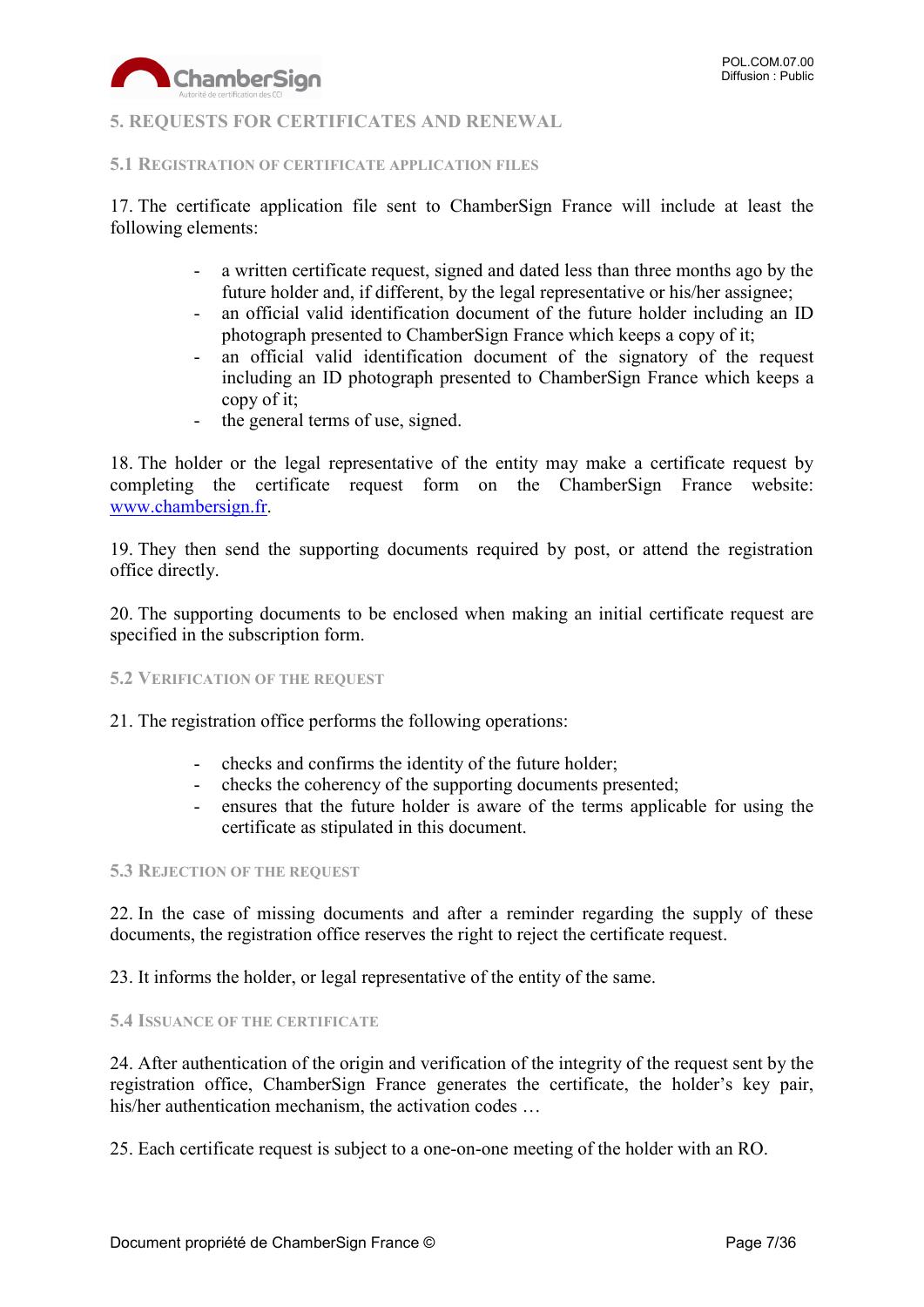## 5. REQUESTS FOR CERTIFICATES AND RENEWAL

### 5.1 Registration of certificate application files

17. The certificate application file sent to ChamberSign France will include at least the following elements:

- a written certificate request, signed and dated less than three months ago by the future holder and, if different, by the legal representative or his/her assignee;
- an official valid identification document of the future holder including an ID photograph presented to ChamberSign France which keeps a copy of it;
- an official valid identification document of the signatory of the request including an ID photograph presented to ChamberSign France which keeps a copy of it;
- the general terms of use, signed.

18. The holder or the legal representative of the entity may make a certificate request by completing the certificate request form on the ChamberSign France website: www.chambersign.fr.

19. They then send the supporting documents required by post, or attend the registration office directly.

20. The supporting documents to be enclosed when making an initial certificate request are specified in the subscription form.

### 5.2 Verification of the request

21. The registration office performs the following operations:

- checks and confirms the identity of the future holder;
- checks the coherency of the supporting documents presented;
- ensures that the future holder is aware of the terms applicable for using the certificate as stipulated in this document.

### 5.3 Rejection of the request

22. In the case of missing documents and after a reminder regarding the supply of these documents, the registration office reserves the right to reject the certificate request.

23. It informs the holder, or legal representative of the entity of the same.

### 5.4 Issuance of the certificate

24. After authentication of the origin and verification of the integrity of the request sent by the registration office, ChamberSign France generates the certificate, the holder's key pair, his/her authentication mechanism, the activation codes …

25. Each certificate request is subject to a one-on-one meeting of the holder with an RO.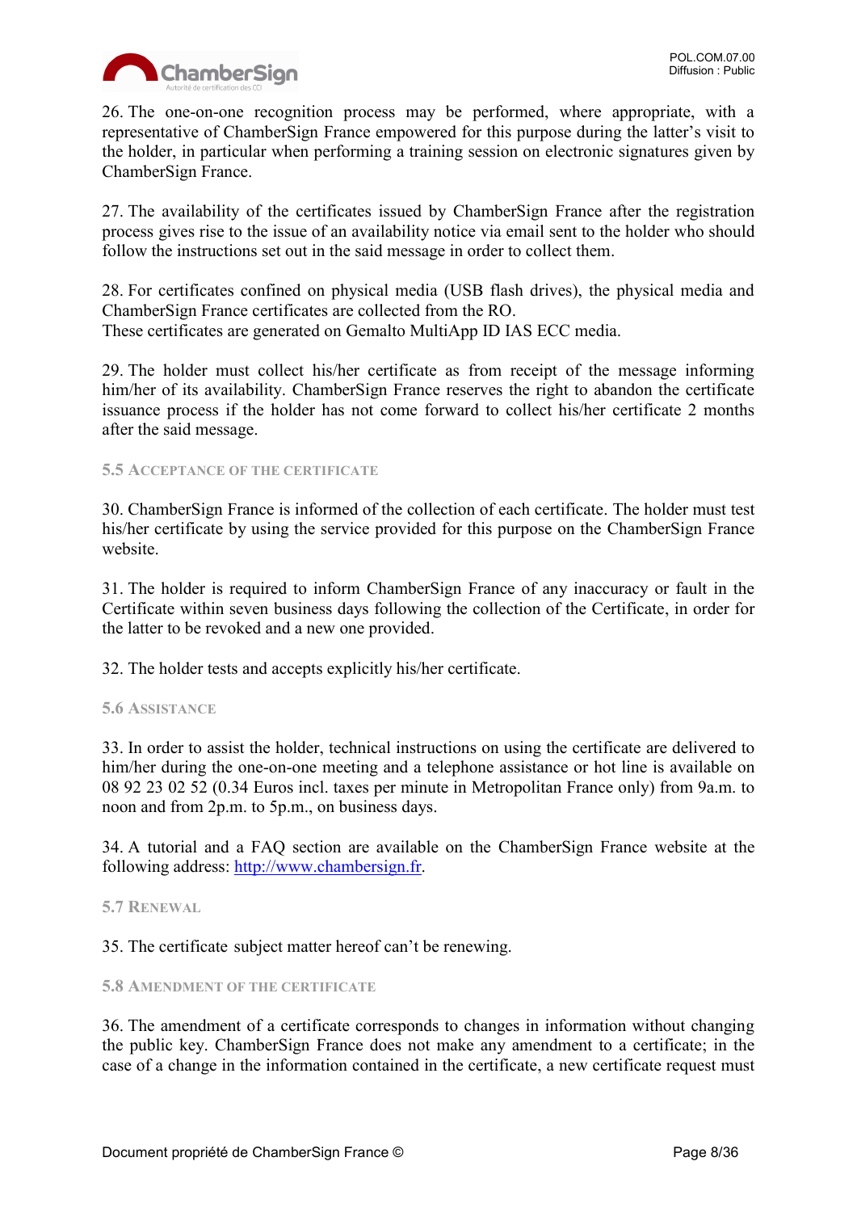26. The one-on-one recognition process may be performed, where appropriate, with a representative of ChamberSign France empowered for this purpose during the latter's visit to the holder, in particular when performing a training session on electronic signatures given by ChamberSign France.

27. The availability of the certificates issued by ChamberSign France after the registration process gives rise to the issue of an availability notice via email sent to the holder who should follow the instructions set out in the said message in order to collect them.

28. For certificates confined on physical media (USB flash drives), the physical media and ChamberSign France certificates are collected from the RO.
These certificates are generated on Gemalto MultiApp ID IAS ECC media.

29. The holder must collect his/her certificate as from receipt of the message informing him/her of its availability. ChamberSign France reserves the right to abandon the certificate issuance process if the holder has not come forward to collect his/her certificate 2 months after the said message.

### 5.5 Acceptance of the certificate

30. ChamberSign France is informed of the collection of each certificate. The holder must test his/her certificate by using the service provided for this purpose on the ChamberSign France website.

31. The holder is required to inform ChamberSign France of any inaccuracy or fault in the Certificate within seven business days following the collection of the Certificate, in order for the latter to be revoked and a new one provided.

32. The holder tests and accepts explicitly his/her certificate.

### 5.6 Assistance

33. In order to assist the holder, technical instructions on using the certificate are delivered to him/her during the one-on-one meeting and a telephone assistance or hot line is available on 08 92 23 02 52 (0.34 Euros incl. taxes per minute in Metropolitan France only) from 9a.m. to noon and from 2p.m. to 5p.m., on business days.

34. A tutorial and a FAQ section are available on the ChamberSign France website at the following address: [http://www.chambersign.fr](http://www.chambersign.fr).

### 5.7 Renewal

35. The certificate subject matter hereof can't be renewing.

### 5.8 Amendment of the certificate

36. The amendment of a certificate corresponds to changes in information without changing the public key. ChamberSign France does not make any amendment to a certificate; in the case of a change in the information contained in the certificate, a new certificate request must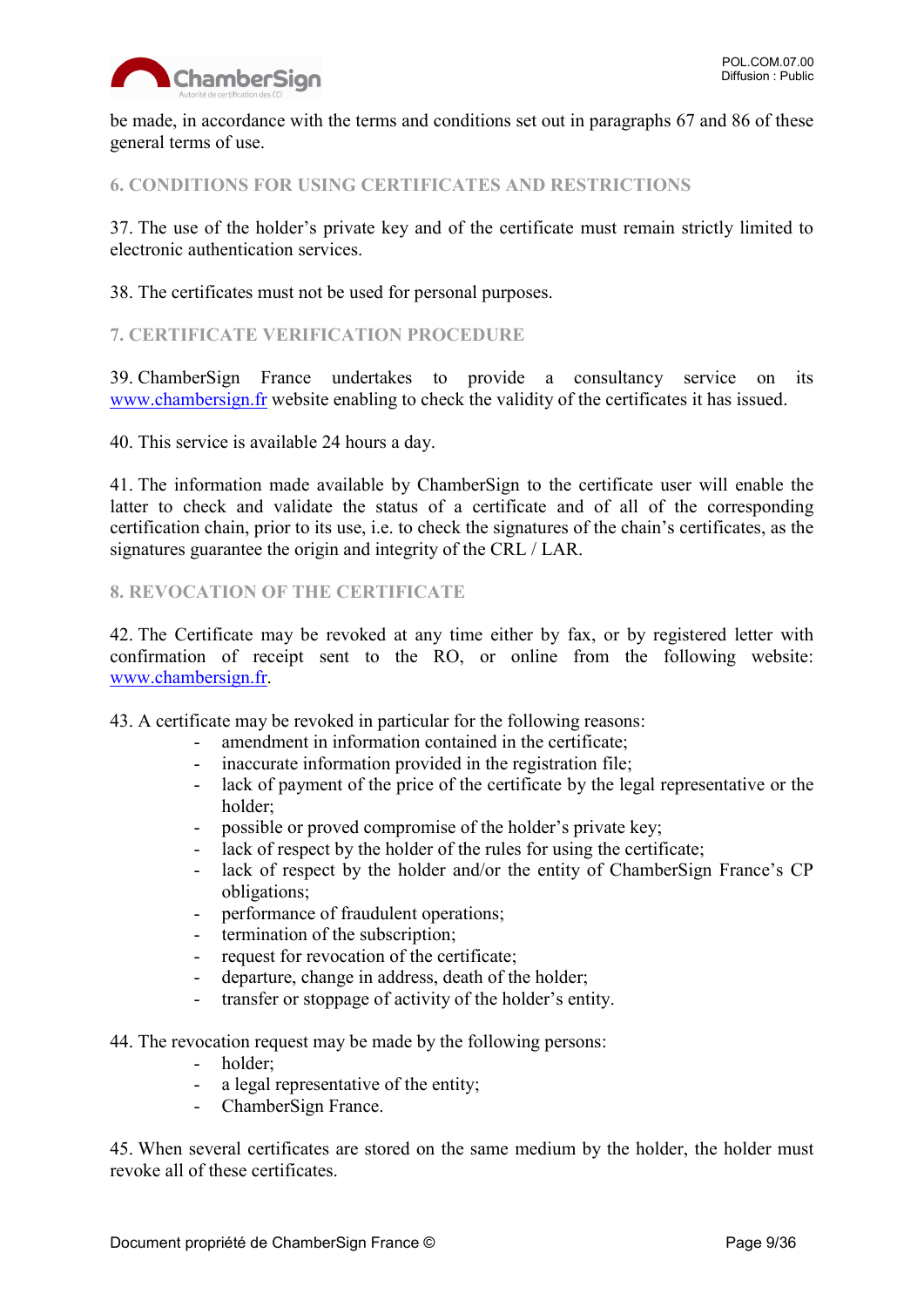be made, in accordance with the terms and conditions set out in paragraphs 67 and 86 of these general terms of use.

## 6. CONDITIONS FOR USING CERTIFICATES AND RESTRICTIONS

37. The use of the holder's private key and of the certificate must remain strictly limited to electronic authentication services.

38. The certificates must not be used for personal purposes.

## 7. CERTIFICATE VERIFICATION PROCEDURE

39. ChamberSign France undertakes to provide a consultancy service on its [www.chambersign.fr](http://www.chambersign.fr) website enabling to check the validity of the certificates it has issued.

40. This service is available 24 hours a day.

41. The information made available by ChamberSign to the certificate user will enable the latter to check and validate the status of a certificate and of all of the corresponding certification chain, prior to its use, i.e. to check the signatures of the chain's certificates, as the signatures guarantee the origin and integrity of the CRL / LAR.

## 8. REVOCATION OF THE CERTIFICATE

42. The Certificate may be revoked at any time either by fax, or by registered letter with confirmation of receipt sent to the RO, or online from the following website: [www.chambersign.fr](http://www.chambersign.fr).

43. A certificate may be revoked in particular for the following reasons:

- amendment in information contained in the certificate;
- inaccurate information provided in the registration file;
- lack of payment of the price of the certificate by the legal representative or the holder;
- possible or proved compromise of the holder's private key;
- lack of respect by the holder of the rules for using the certificate;
- lack of respect by the holder and/or the entity of ChamberSign France's CP obligations;
- performance of fraudulent operations;
- termination of the subscription;
- request for revocation of the certificate;
- departure, change in address, death of the holder;
- transfer or stoppage of activity of the holder's entity.

44. The revocation request may be made by the following persons:

- holder;
- a legal representative of the entity;
- ChamberSign France.

45. When several certificates are stored on the same medium by the holder, the holder must revoke all of these certificates.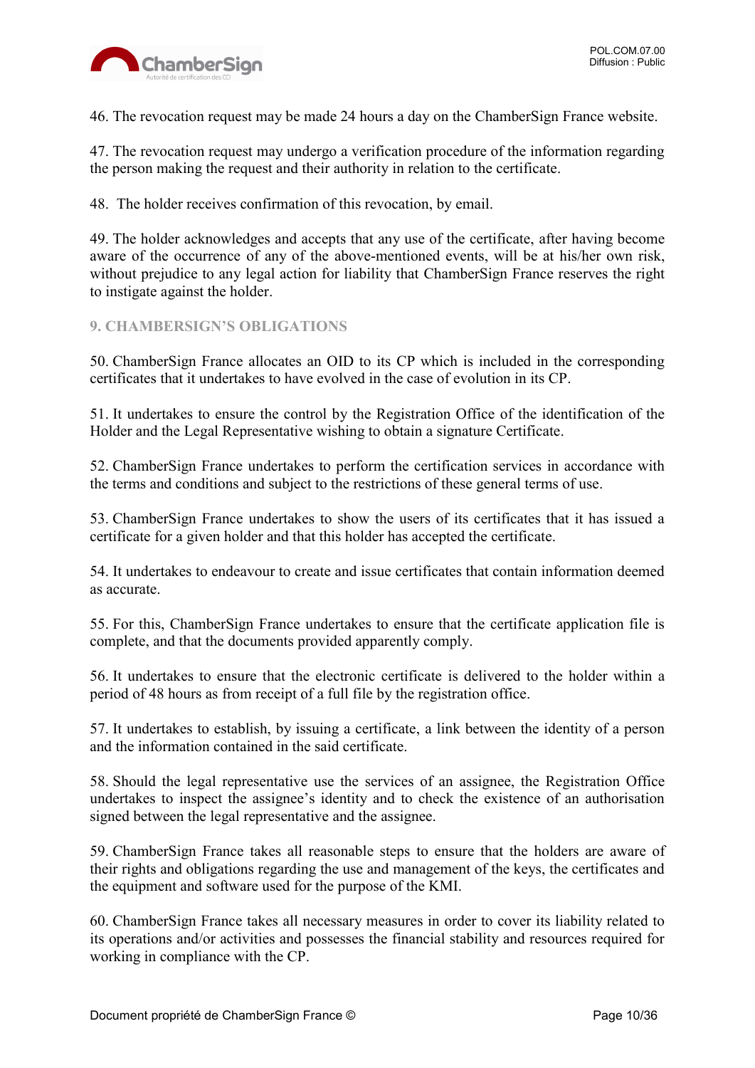46. The revocation request may be made 24 hours a day on the ChamberSign France website.

47. The revocation request may undergo a verification procedure of the information regarding the person making the request and their authority in relation to the certificate.

48. The holder receives confirmation of this revocation, by email.

49. The holder acknowledges and accepts that any use of the certificate, after having become aware of the occurrence of any of the above-mentioned events, will be at his/her own risk, without prejudice to any legal action for liability that ChamberSign France reserves the right to instigate against the holder.

## 9. CHAMBERSIGN'S OBLIGATIONS

50. ChamberSign France allocates an OID to its CP which is included in the corresponding certificates that it undertakes to have evolved in the case of evolution in its CP.

51. It undertakes to ensure the control by the Registration Office of the identification of the Holder and the Legal Representative wishing to obtain a signature Certificate.

52. ChamberSign France undertakes to perform the certification services in accordance with the terms and conditions and subject to the restrictions of these general terms of use.

53. ChamberSign France undertakes to show the users of its certificates that it has issued a certificate for a given holder and that this holder has accepted the certificate.

54. It undertakes to endeavour to create and issue certificates that contain information deemed as accurate.

55. For this, ChamberSign France undertakes to ensure that the certificate application file is complete, and that the documents provided apparently comply.

56. It undertakes to ensure that the electronic certificate is delivered to the holder within a period of 48 hours as from receipt of a full file by the registration office.

57. It undertakes to establish, by issuing a certificate, a link between the identity of a person and the information contained in the said certificate.

58. Should the legal representative use the services of an assignee, the Registration Office undertakes to inspect the assignee's identity and to check the existence of an authorisation signed between the legal representative and the assignee.

59. ChamberSign France takes all reasonable steps to ensure that the holders are aware of their rights and obligations regarding the use and management of the keys, the certificates and the equipment and software used for the purpose of the KMI.

60. ChamberSign France takes all necessary measures in order to cover its liability related to its operations and/or activities and possesses the financial stability and resources required for working in compliance with the CP.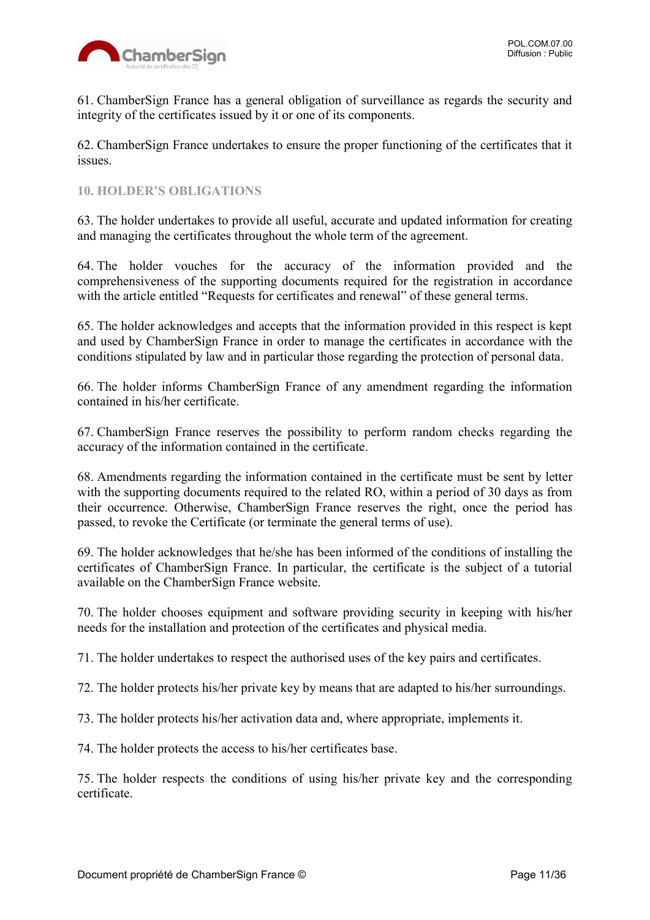61. ChamberSign France has a general obligation of surveillance as regards the security and integrity of the certificates issued by it or one of its components.

62. ChamberSign France undertakes to ensure the proper functioning of the certificates that it issues.

## 10. HOLDER'S OBLIGATIONS

63. The holder undertakes to provide all useful, accurate and updated information for creating and managing the certificates throughout the whole term of the agreement.

64. The holder vouches for the accuracy of the information provided and the comprehensiveness of the supporting documents required for the registration in accordance with the article entitled "Requests for certificates and renewal" of these general terms.

65. The holder acknowledges and accepts that the information provided in this respect is kept and used by ChamberSign France in order to manage the certificates in accordance with the conditions stipulated by law and in particular those regarding the protection of personal data.

66. The holder informs ChamberSign France of any amendment regarding the information contained in his/her certificate.

67. ChamberSign France reserves the possibility to perform random checks regarding the accuracy of the information contained in the certificate.

68. Amendments regarding the information contained in the certificate must be sent by letter with the supporting documents required to the related RO, within a period of 30 days as from their occurrence. Otherwise, ChamberSign France reserves the right, once the period has passed, to revoke the Certificate (or terminate the general terms of use).

69. The holder acknowledges that he/she has been informed of the conditions of installing the certificates of ChamberSign France. In particular, the certificate is the subject of a tutorial available on the ChamberSign France website.

70. The holder chooses equipment and software providing security in keeping with his/her needs for the installation and protection of the certificates and physical media.

71. The holder undertakes to respect the authorised uses of the key pairs and certificates.

72. The holder protects his/her private key by means that are adapted to his/her surroundings.

73. The holder protects his/her activation data and, where appropriate, implements it.

74. The holder protects the access to his/her certificates base.

75. The holder respects the conditions of using his/her private key and the corresponding certificate.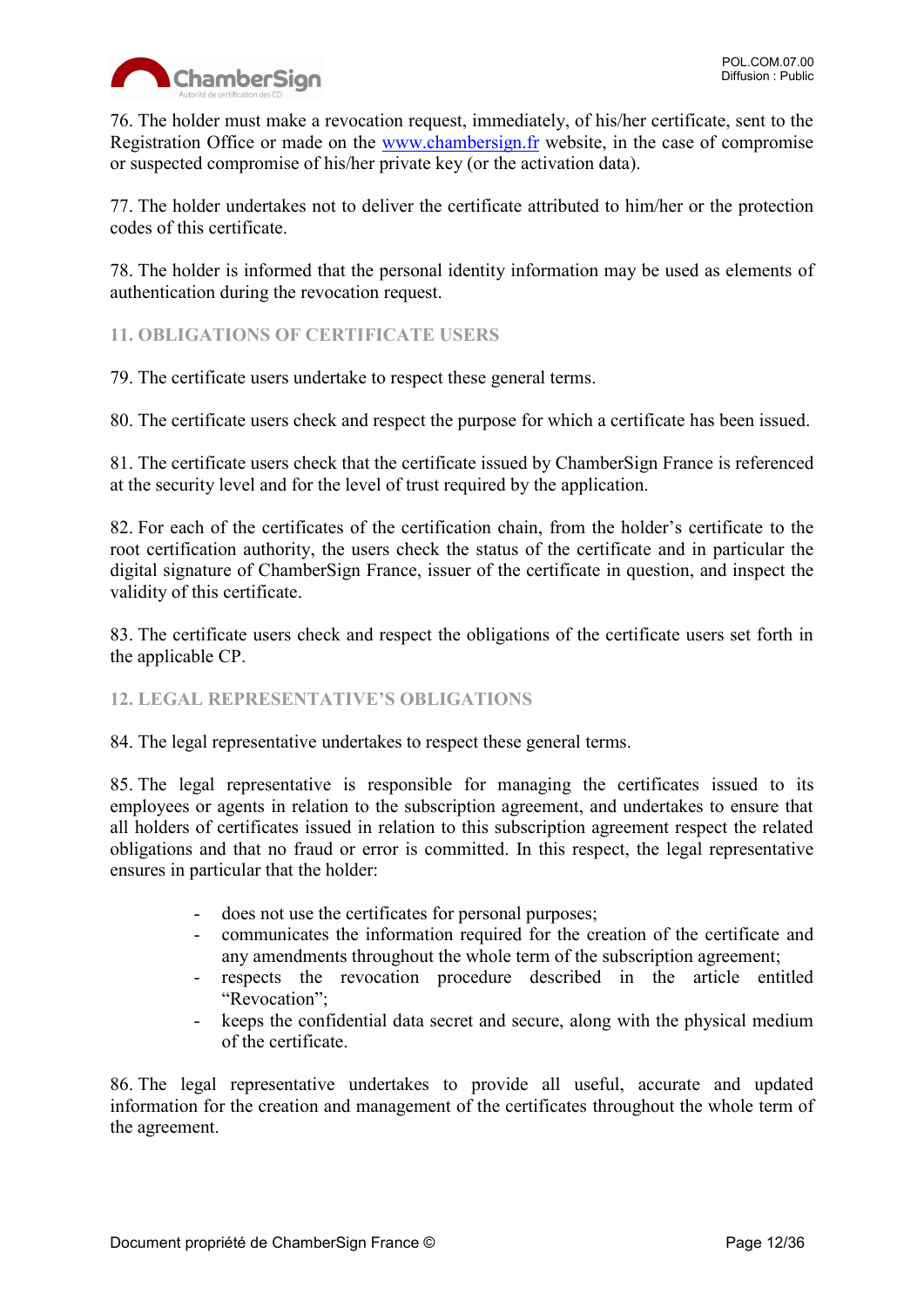76. The holder must make a revocation request, immediately, of his/her certificate, sent to the Registration Office or made on the [www.chambersign.fr](http://www.chambersign.fr) website, in the case of compromise or suspected compromise of his/her private key (or the activation data).

77. The holder undertakes not to deliver the certificate attributed to him/her or the protection codes of this certificate.

78. The holder is informed that the personal identity information may be used as elements of authentication during the revocation request.

## 11. OBLIGATIONS OF CERTIFICATE USERS

79. The certificate users undertake to respect these general terms.

80. The certificate users check and respect the purpose for which a certificate has been issued.

81. The certificate users check that the certificate issued by ChamberSign France is referenced at the security level and for the level of trust required by the application.

82. For each of the certificates of the certification chain, from the holder's certificate to the root certification authority, the users check the status of the certificate and in particular the digital signature of ChamberSign France, issuer of the certificate in question, and inspect the validity of this certificate.

83. The certificate users check and respect the obligations of the certificate users set forth in the applicable CP.

## 12. LEGAL REPRESENTATIVE'S OBLIGATIONS

84. The legal representative undertakes to respect these general terms.

85. The legal representative is responsible for managing the certificates issued to its employees or agents in relation to the subscription agreement, and undertakes to ensure that all holders of certificates issued in relation to this subscription agreement respect the related obligations and that no fraud or error is committed. In this respect, the legal representative ensures in particular that the holder:

- does not use the certificates for personal purposes;
- communicates the information required for the creation of the certificate and any amendments throughout the whole term of the subscription agreement;
- respects the revocation procedure described in the article entitled "Revocation";
- keeps the confidential data secret and secure, along with the physical medium of the certificate.

86. The legal representative undertakes to provide all useful, accurate and updated information for the creation and management of the certificates throughout the whole term of the agreement.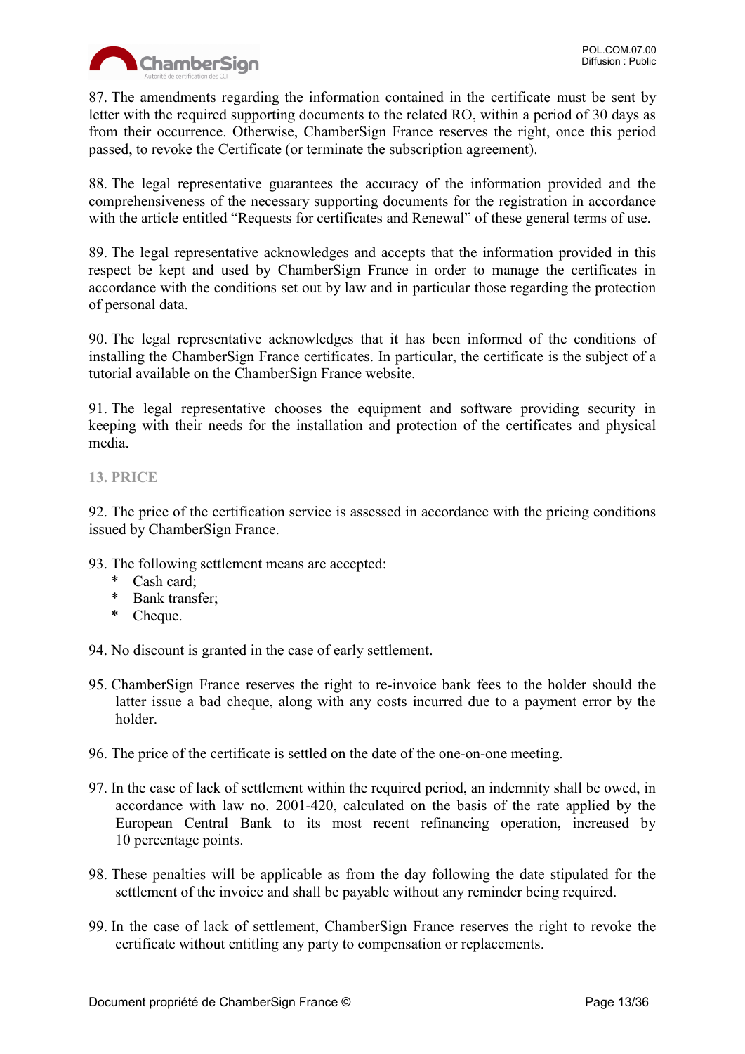87. The amendments regarding the information contained in the certificate must be sent by letter with the required supporting documents to the related RO, within a period of 30 days as from their occurrence. Otherwise, ChamberSign France reserves the right, once this period passed, to revoke the Certificate (or terminate the subscription agreement).

88. The legal representative guarantees the accuracy of the information provided and the comprehensiveness of the necessary supporting documents for the registration in accordance with the article entitled "Requests for certificates and Renewal" of these general terms of use.

89. The legal representative acknowledges and accepts that the information provided in this respect be kept and used by ChamberSign France in order to manage the certificates in accordance with the conditions set out by law and in particular those regarding the protection of personal data.

90. The legal representative acknowledges that it has been informed of the conditions of installing the ChamberSign France certificates. In particular, the certificate is the subject of a tutorial available on the ChamberSign France website.

91. The legal representative chooses the equipment and software providing security in keeping with their needs for the installation and protection of the certificates and physical media.

## 13. PRICE

92. The price of the certification service is assessed in accordance with the pricing conditions issued by ChamberSign France.

93. The following settlement means are accepted:

* Cash card;
* Bank transfer;
* Cheque.

94. No discount is granted in the case of early settlement.

95. ChamberSign France reserves the right to re-invoice bank fees to the holder should the latter issue a bad cheque, along with any costs incurred due to a payment error by the holder.

96. The price of the certificate is settled on the date of the one-on-one meeting.

97. In the case of lack of settlement within the required period, an indemnity shall be owed, in accordance with law no. 2001-420, calculated on the basis of the rate applied by the European Central Bank to its most recent refinancing operation, increased by 10 percentage points.

98. These penalties will be applicable as from the day following the date stipulated for the settlement of the invoice and shall be payable without any reminder being required.

99. In the case of lack of settlement, ChamberSign France reserves the right to revoke the certificate without entitling any party to compensation or replacements.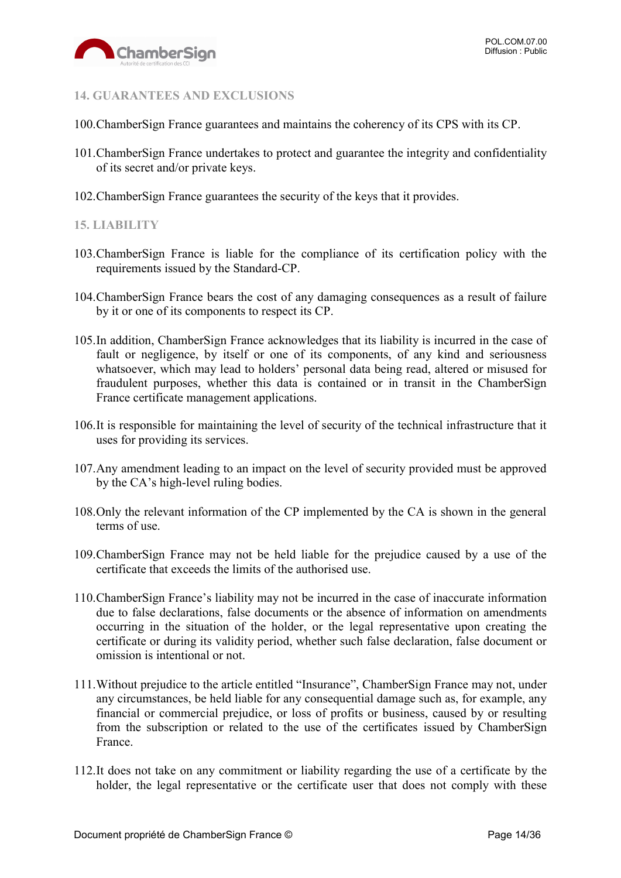## 14. GUARANTEES AND EXCLUSIONS

100. ChamberSign France guarantees and maintains the coherency of its CPS with its CP.

101. ChamberSign France undertakes to protect and guarantee the integrity and confidentiality of its secret and/or private keys.

102. ChamberSign France guarantees the security of the keys that it provides.

## 15. LIABILITY

103. ChamberSign France is liable for the compliance of its certification policy with the requirements issued by the Standard-CP.

104. ChamberSign France bears the cost of any damaging consequences as a result of failure by it or one of its components to respect its CP.

105. In addition, ChamberSign France acknowledges that its liability is incurred in the case of fault or negligence, by itself or one of its components, of any kind and seriousness whatsoever, which may lead to holders' personal data being read, altered or misused for fraudulent purposes, whether this data is contained or in transit in the ChamberSign France certificate management applications.

106. It is responsible for maintaining the level of security of the technical infrastructure that it uses for providing its services.

107. Any amendment leading to an impact on the level of security provided must be approved by the CA's high-level ruling bodies.

108. Only the relevant information of the CP implemented by the CA is shown in the general terms of use.

109. ChamberSign France may not be held liable for the prejudice caused by a use of the certificate that exceeds the limits of the authorised use.

110. ChamberSign France's liability may not be incurred in the case of inaccurate information due to false declarations, false documents or the absence of information on amendments occurring in the situation of the holder, or the legal representative upon creating the certificate or during its validity period, whether such false declaration, false document or omission is intentional or not.

111. Without prejudice to the article entitled "Insurance", ChamberSign France may not, under any circumstances, be held liable for any consequential damage such as, for example, any financial or commercial prejudice, or loss of profits or business, caused by or resulting from the subscription or related to the use of the certificates issued by ChamberSign France.

112. It does not take on any commitment or liability regarding the use of a certificate by the holder, the legal representative or the certificate user that does not comply with these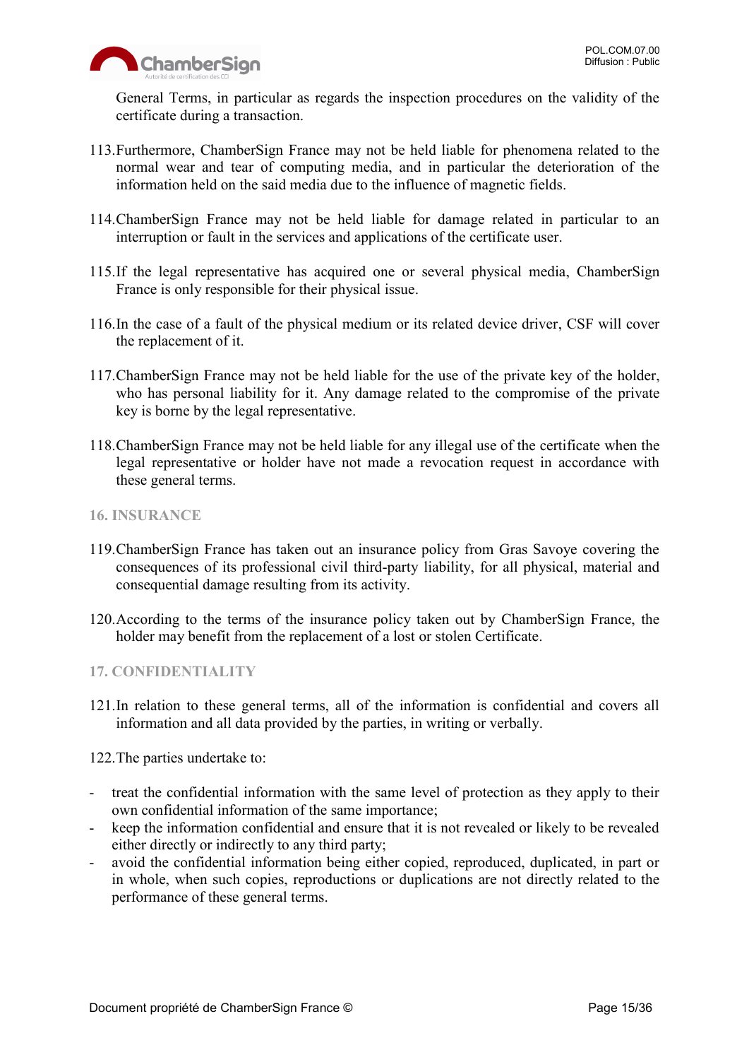General Terms, in particular as regards the inspection procedures on the validity of the certificate during a transaction.

113. Furthermore, ChamberSign France may not be held liable for phenomena related to the normal wear and tear of computing media, and in particular the deterioration of the information held on the said media due to the influence of magnetic fields.

114. ChamberSign France may not be held liable for damage related in particular to an interruption or fault in the services and applications of the certificate user.

115. If the legal representative has acquired one or several physical media, ChamberSign France is only responsible for their physical issue.

116. In the case of a fault of the physical medium or its related device driver, CSF will cover the replacement of it.

117. ChamberSign France may not be held liable for the use of the private key of the holder, who has personal liability for it. Any damage related to the compromise of the private key is borne by the legal representative.

118. ChamberSign France may not be held liable for any illegal use of the certificate when the legal representative or holder have not made a revocation request in accordance with these general terms.

## 16. INSURANCE

119. ChamberSign France has taken out an insurance policy from Gras Savoye covering the consequences of its professional civil third-party liability, for all physical, material and consequential damage resulting from its activity.

120. According to the terms of the insurance policy taken out by ChamberSign France, the holder may benefit from the replacement of a lost or stolen Certificate.

## 17. CONFIDENTIALITY

121. In relation to these general terms, all of the information is confidential and covers all information and all data provided by the parties, in writing or verbally.

122. The parties undertake to:

- treat the confidential information with the same level of protection as they apply to their own confidential information of the same importance;
- keep the information confidential and ensure that it is not revealed or likely to be revealed either directly or indirectly to any third party;
- avoid the confidential information being either copied, reproduced, duplicated, in part or in whole, when such copies, reproductions or duplications are not directly related to the performance of these general terms.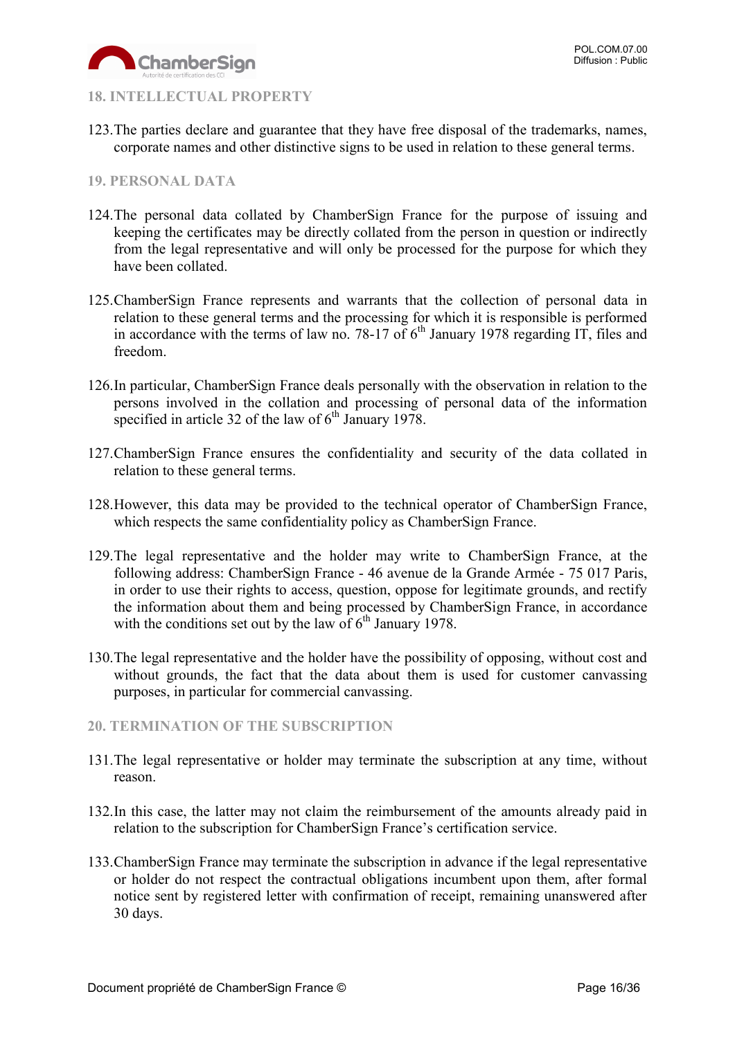## 18. INTELLECTUAL PROPERTY

123. The parties declare and guarantee that they have free disposal of the trademarks, names, corporate names and other distinctive signs to be used in relation to these general terms.

## 19. PERSONAL DATA

124. The personal data collated by ChamberSign France for the purpose of issuing and keeping the certificates may be directly collated from the person in question or indirectly from the legal representative and will only be processed for the purpose for which they have been collated.

125. ChamberSign France represents and warrants that the collection of personal data in relation to these general terms and the processing for which it is responsible is performed in accordance with the terms of law no. 78-17 of 6th January 1978 regarding IT, files and freedom.

126. In particular, ChamberSign France deals personally with the observation in relation to the persons involved in the collation and processing of personal data of the information specified in article 32 of the law of 6th January 1978.

127. ChamberSign France ensures the confidentiality and security of the data collated in relation to these general terms.

128. However, this data may be provided to the technical operator of ChamberSign France, which respects the same confidentiality policy as ChamberSign France.

129. The legal representative and the holder may write to ChamberSign France, at the following address: ChamberSign France - 46 avenue de la Grande Armée - 75 017 Paris, in order to use their rights to access, question, oppose for legitimate grounds, and rectify the information about them and being processed by ChamberSign France, in accordance with the conditions set out by the law of 6th January 1978.

130. The legal representative and the holder have the possibility of opposing, without cost and without grounds, the fact that the data about them is used for customer canvassing purposes, in particular for commercial canvassing.

## 20. TERMINATION OF THE SUBSCRIPTION

131. The legal representative or holder may terminate the subscription at any time, without reason.

132. In this case, the latter may not claim the reimbursement of the amounts already paid in relation to the subscription for ChamberSign France's certification service.

133. ChamberSign France may terminate the subscription in advance if the legal representative or holder do not respect the contractual obligations incumbent upon them, after formal notice sent by registered letter with confirmation of receipt, remaining unanswered after 30 days.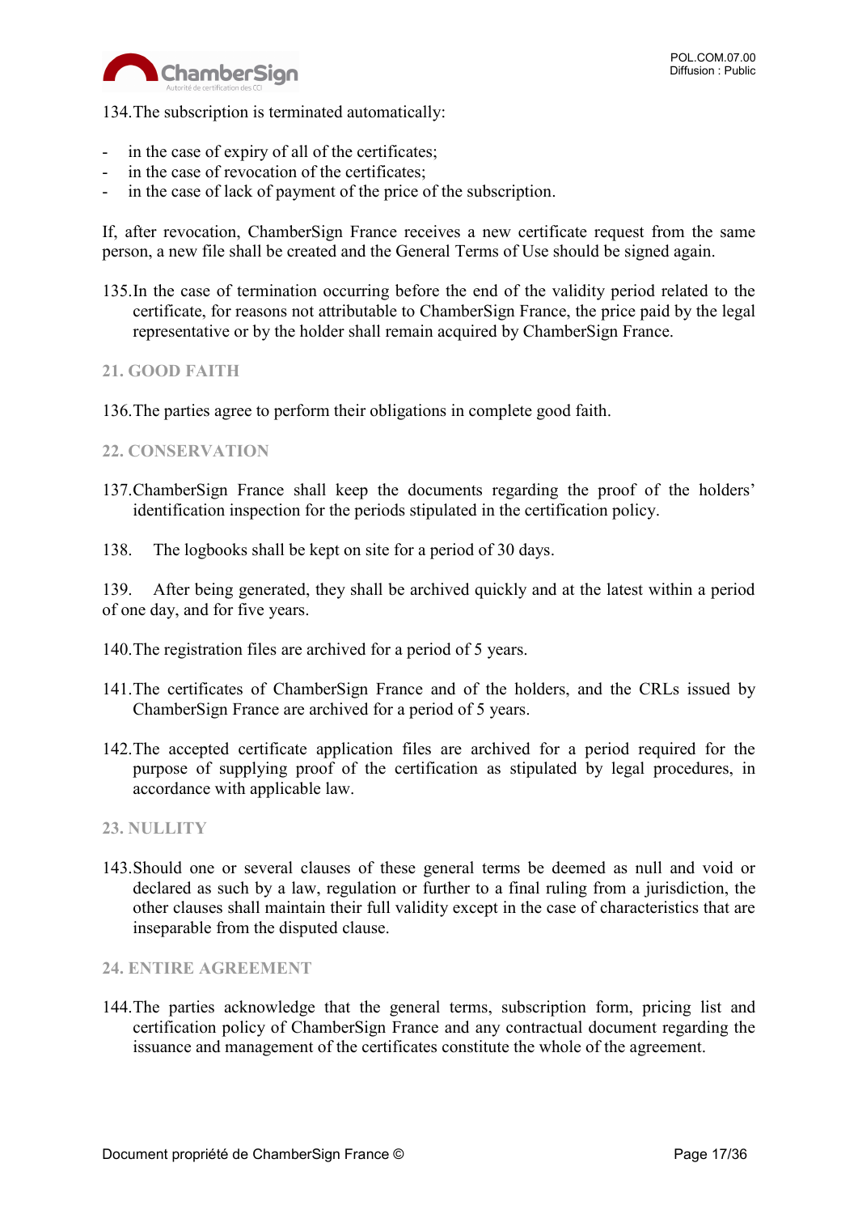134. The subscription is terminated automatically:

- in the case of expiry of all of the certificates;
- in the case of revocation of the certificates;
- in the case of lack of payment of the price of the subscription.

If, after revocation, ChamberSign France receives a new certificate request from the same person, a new file shall be created and the General Terms of Use should be signed again.

135. In the case of termination occurring before the end of the validity period related to the certificate, for reasons not attributable to ChamberSign France, the price paid by the legal representative or by the holder shall remain acquired by ChamberSign France.

## 21. GOOD FAITH

136. The parties agree to perform their obligations in complete good faith.

## 22. CONSERVATION

137. ChamberSign France shall keep the documents regarding the proof of the holders' identification inspection for the periods stipulated in the certification policy.

138. The logbooks shall be kept on site for a period of 30 days.

139. After being generated, they shall be archived quickly and at the latest within a period of one day, and for five years.

140. The registration files are archived for a period of 5 years.

141. The certificates of ChamberSign France and of the holders, and the CRLs issued by ChamberSign France are archived for a period of 5 years.

142. The accepted certificate application files are archived for a period required for the purpose of supplying proof of the certification as stipulated by legal procedures, in accordance with applicable law.

## 23. NULLITY

143. Should one or several clauses of these general terms be deemed as null and void or declared as such by a law, regulation or further to a final ruling from a jurisdiction, the other clauses shall maintain their full validity except in the case of characteristics that are inseparable from the disputed clause.

## 24. ENTIRE AGREEMENT

144. The parties acknowledge that the general terms, subscription form, pricing list and certification policy of ChamberSign France and any contractual document regarding the issuance and management of the certificates constitute the whole of the agreement.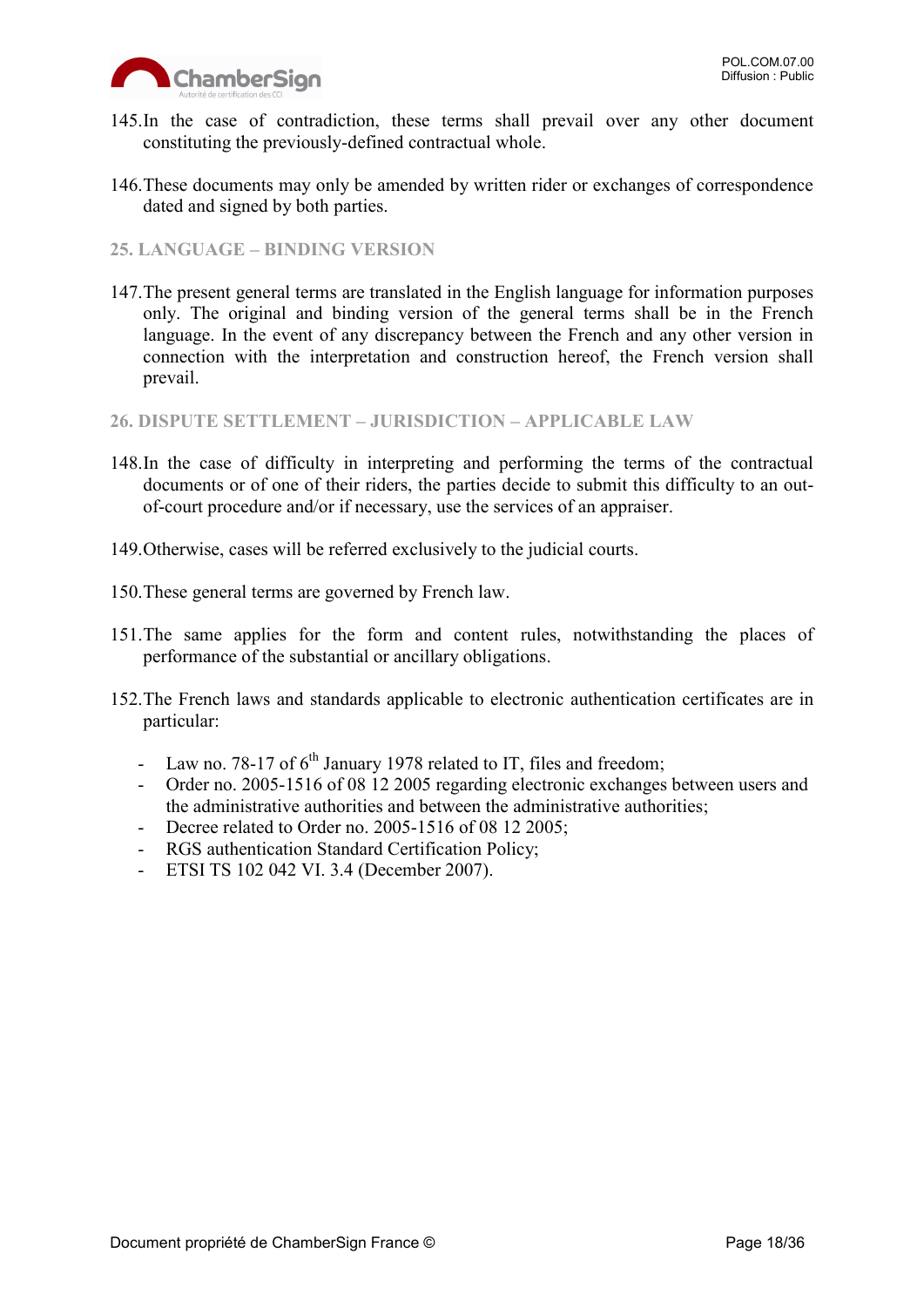145. In the case of contradiction, these terms shall prevail over any other document constituting the previously-defined contractual whole.

146. These documents may only be amended by written rider or exchanges of correspondence dated and signed by both parties.

## 25. LANGUAGE – BINDING VERSION

147. The present general terms are translated in the English language for information purposes only. The original and binding version of the general terms shall be in the French language. In the event of any discrepancy between the French and any other version in connection with the interpretation and construction hereof, the French version shall prevail.

## 26. DISPUTE SETTLEMENT – JURISDICTION – APPLICABLE LAW

148. In the case of difficulty in interpreting and performing the terms of the contractual documents or of one of their riders, the parties decide to submit this difficulty to an out-of-court procedure and/or if necessary, use the services of an appraiser.

149. Otherwise, cases will be referred exclusively to the judicial courts.

150. These general terms are governed by French law.

151. The same applies for the form and content rules, notwithstanding the places of performance of the substantial or ancillary obligations.

152. The French laws and standards applicable to electronic authentication certificates are in particular:

- Law no. 78-17 of 6th January 1978 related to IT, files and freedom;
- Order no. 2005-1516 of 08 12 2005 regarding electronic exchanges between users and the administrative authorities and between the administrative authorities;
- Decree related to Order no. 2005-1516 of 08 12 2005;
- RGS authentication Standard Certification Policy;
- ETSI TS 102 042 VI. 3.4 (December 2007).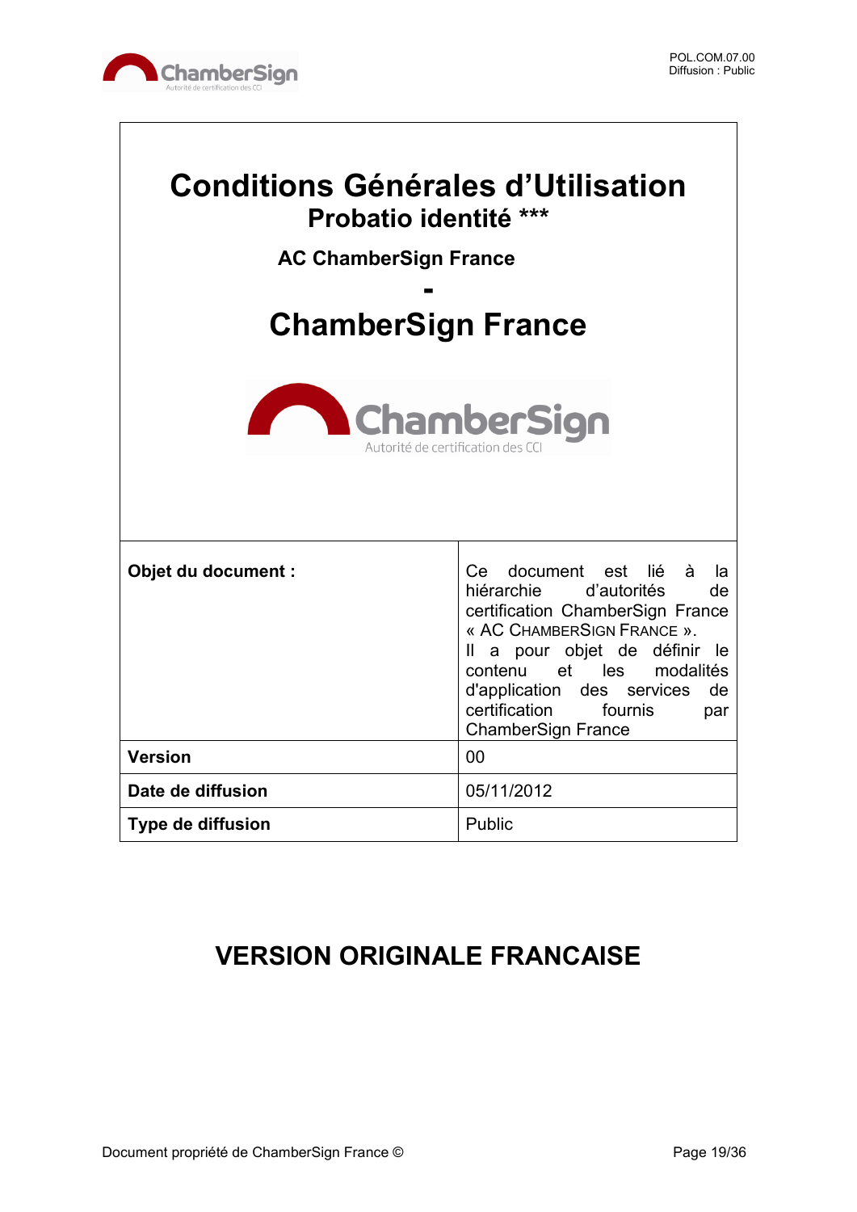# Conditions Générales d'Utilisation

## Probatio identité ***

### AC ChamberSign France

## -

# ChamberSign France

| | |
|---|---|
| **Objet du document :** | Ce document est lié à la hiérarchie d'autorités de certification ChamberSign France « AC CHAMBERSIGN FRANCE ». Il a pour objet de définir le contenu et les modalités d'application des services de certification fournis par ChamberSign France |
| **Version** | 00 |
| **Date de diffusion** | 05/11/2012 |
| **Type de diffusion** | Public |

## VERSION ORIGINALE FRANCAISE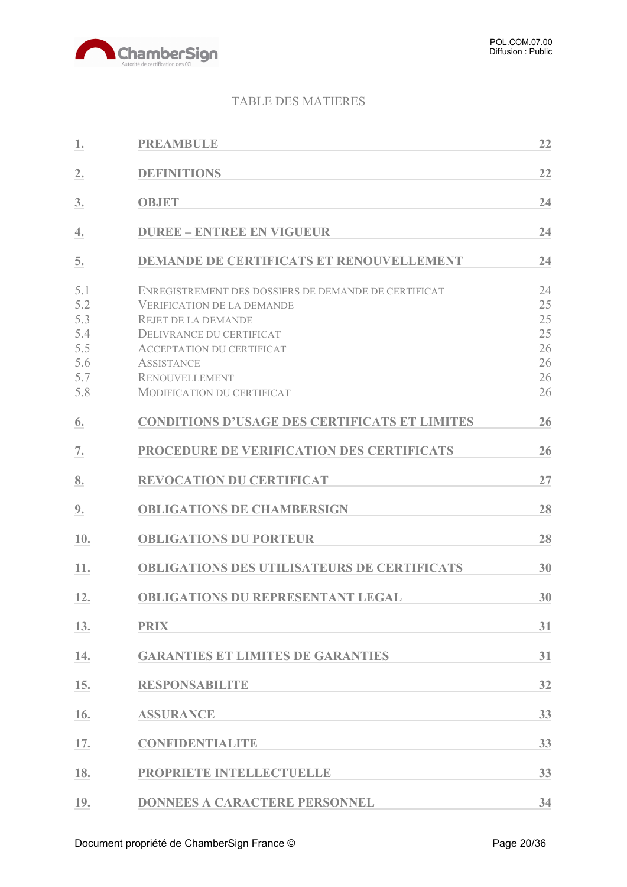TABLE DES MATIERES

| | | |
|---|---|---|
| 1. | PREAMBULE | 22 |
| 2. | DEFINITIONS | 22 |
| 3. | OBJET | 24 |
| 4. | DUREE – ENTREE EN VIGUEUR | 24 |
| 5. | DEMANDE DE CERTIFICATS ET RENOUVELLEMENT | 24 |
| 5.1 | ENREGISTREMENT DES DOSSIERS DE DEMANDE DE CERTIFICAT | 24 |
| 5.2 | VERIFICATION DE LA DEMANDE | 25 |
| 5.3 | REJET DE LA DEMANDE | 25 |
| 5.4 | DELIVRANCE DU CERTIFICAT | 25 |
| 5.5 | ACCEPTATION DU CERTIFICAT | 26 |
| 5.6 | ASSISTANCE | 26 |
| 5.7 | RENOUVELLEMENT | 26 |
| 5.8 | MODIFICATION DU CERTIFICAT | 26 |
| 6. | CONDITIONS D'USAGE DES CERTIFICATS ET LIMITES | 26 |
| 7. | PROCEDURE DE VERIFICATION DES CERTIFICATS | 26 |
| 8. | REVOCATION DU CERTIFICAT | 27 |
| 9. | OBLIGATIONS DE CHAMBERSIGN | 28 |
| 10. | OBLIGATIONS DU PORTEUR | 28 |
| 11. | OBLIGATIONS DES UTILISATEURS DE CERTIFICATS | 30 |
| 12. | OBLIGATIONS DU REPRESENTANT LEGAL | 30 |
| 13. | PRIX | 31 |
| 14. | GARANTIES ET LIMITES DE GARANTIES | 31 |
| 15. | RESPONSABILITE | 32 |
| 16. | ASSURANCE | 33 |
| 17. | CONFIDENTIALITE | 33 |
| 18. | PROPRIETE INTELLECTUELLE | 33 |
| 19. | DONNEES A CARACTERE PERSONNEL | 34 |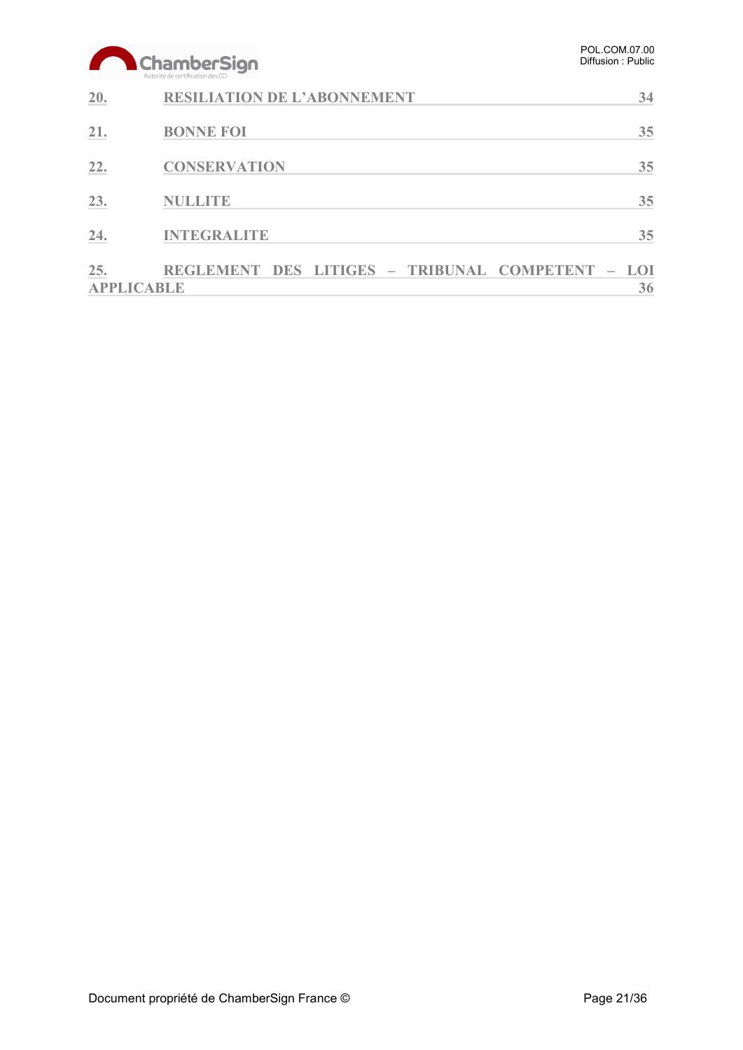20. RESILIATION DE L'ABONNEMENT 34

21. BONNE FOI 35

22. CONSERVATION 35

23. NULLITE 35

24. INTEGRALITE 35

25. REGLEMENT DES LITIGES – TRIBUNAL COMPETENT – LOI APPLICABLE 36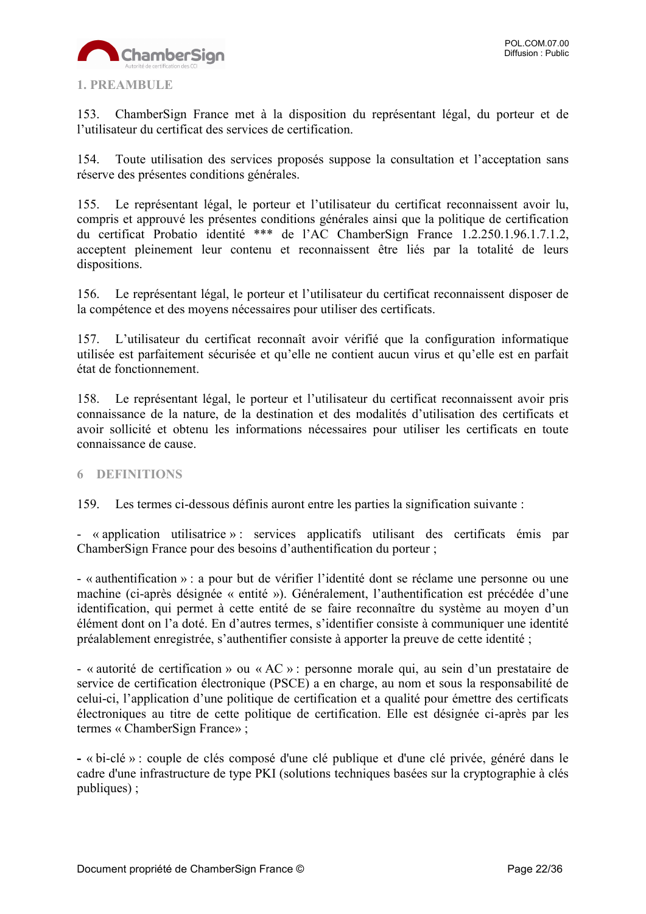## 1. PREAMBULE

153. ChamberSign France met à la disposition du représentant légal, du porteur et de l'utilisateur du certificat des services de certification.

154. Toute utilisation des services proposés suppose la consultation et l'acceptation sans réserve des présentes conditions générales.

155. Le représentant légal, le porteur et l'utilisateur du certificat reconnaissent avoir lu, compris et approuvé les présentes conditions générales ainsi que la politique de certification du certificat Probatio identité *** de l'AC ChamberSign France 1.2.250.1.96.1.7.1.2, acceptent pleinement leur contenu et reconnaissent être liés par la totalité de leurs dispositions.

156. Le représentant légal, le porteur et l'utilisateur du certificat reconnaissent disposer de la compétence et des moyens nécessaires pour utiliser des certificats.

157. L'utilisateur du certificat reconnaît avoir vérifié que la configuration informatique utilisée est parfaitement sécurisée et qu'elle ne contient aucun virus et qu'elle est en parfait état de fonctionnement.

158. Le représentant légal, le porteur et l'utilisateur du certificat reconnaissent avoir pris connaissance de la nature, de la destination et des modalités d'utilisation des certificats et avoir sollicité et obtenu les informations nécessaires pour utiliser les certificats en toute connaissance de cause.

## 6 DEFINITIONS

159. Les termes ci-dessous définis auront entre les parties la signification suivante :

- « application utilisatrice » : services applicatifs utilisant des certificats émis par ChamberSign France pour des besoins d'authentification du porteur ;

- « authentification » : a pour but de vérifier l'identité dont se réclame une personne ou une machine (ci-après désignée « entité »). Généralement, l'authentification est précédée d'une identification, qui permet à cette entité de se faire reconnaître du système au moyen d'un élément dont on l'a doté. En d'autres termes, s'identifier consiste à communiquer une identité préalablement enregistrée, s'authentifier consiste à apporter la preuve de cette identité ;

- « autorité de certification » ou « AC » : personne morale qui, au sein d'un prestataire de service de certification électronique (PSCE) a en charge, au nom et sous la responsabilité de celui-ci, l'application d'une politique de certification et a qualité pour émettre des certificats électroniques au titre de cette politique de certification. Elle est désignée ci-après par les termes « ChamberSign France» ;

**-** « bi-clé » : couple de clés composé d'une clé publique et d'une clé privée, généré dans le cadre d'une infrastructure de type PKI (solutions techniques basées sur la cryptographie à clés publiques) ;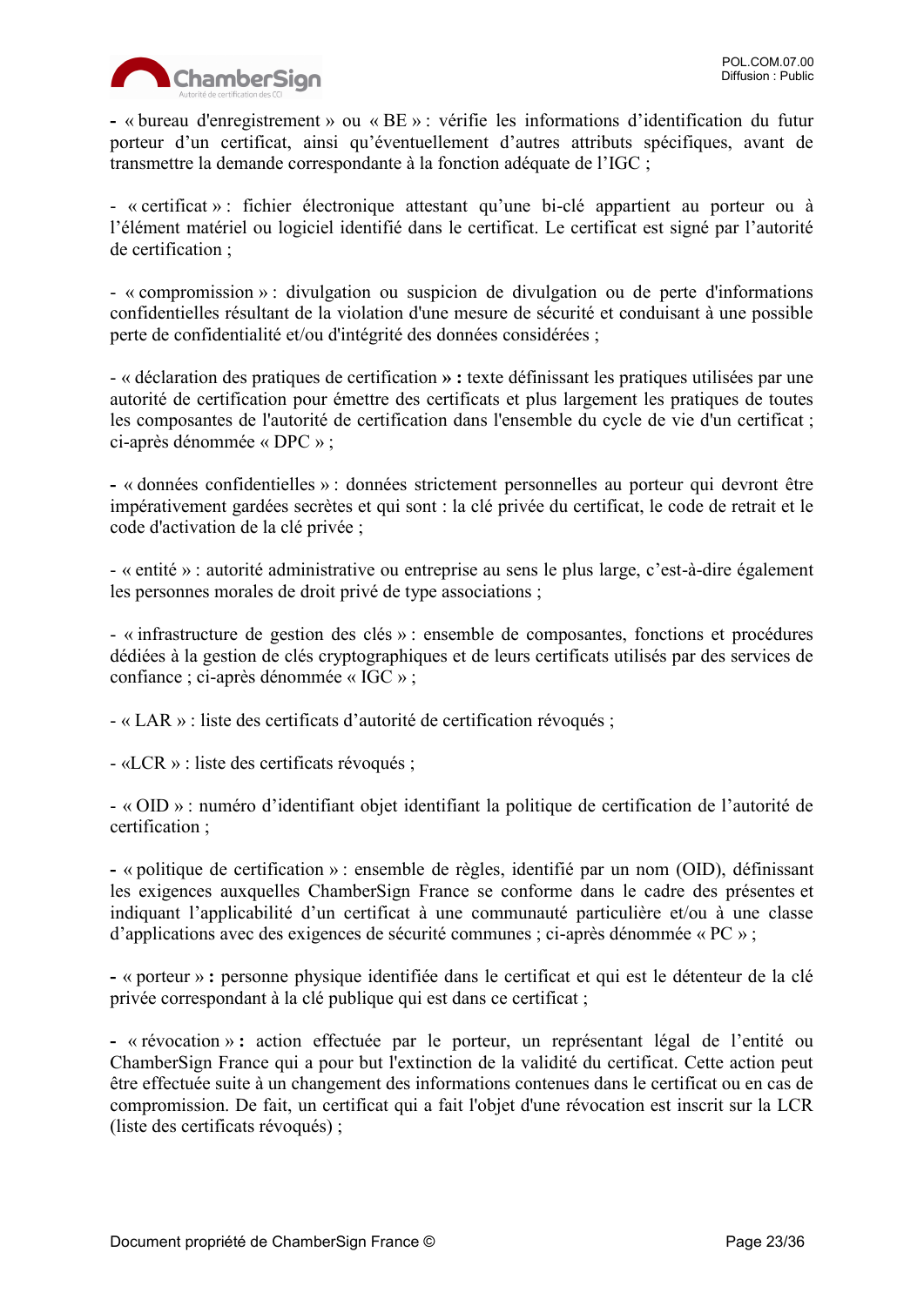- « bureau d'enregistrement » ou « BE » : vérifie les informations d'identification du futur porteur d'un certificat, ainsi qu'éventuellement d'autres attributs spécifiques, avant de transmettre la demande correspondante à la fonction adéquate de l'IGC ;

- « certificat » : fichier électronique attestant qu'une bi-clé appartient au porteur ou à l'élément matériel ou logiciel identifié dans le certificat. Le certificat est signé par l'autorité de certification ;

- « compromission » : divulgation ou suspicion de divulgation ou de perte d'informations confidentielles résultant de la violation d'une mesure de sécurité et conduisant à une possible perte de confidentialité et/ou d'intégrité des données considérées ;

- « déclaration des pratiques de certification **» :** texte définissant les pratiques utilisées par une autorité de certification pour émettre des certificats et plus largement les pratiques de toutes les composantes de l'autorité de certification dans l'ensemble du cycle de vie d'un certificat ; ci-après dénommée « DPC » ;

- « données confidentielles » : données strictement personnelles au porteur qui devront être impérativement gardées secrètes et qui sont : la clé privée du certificat, le code de retrait et le code d'activation de la clé privée ;

- « entité » : autorité administrative ou entreprise au sens le plus large, c'est-à-dire également les personnes morales de droit privé de type associations ;

- « infrastructure de gestion des clés » : ensemble de composantes, fonctions et procédures dédiées à la gestion de clés cryptographiques et de leurs certificats utilisés par des services de confiance ; ci-après dénommée « IGC » ;

- « LAR » : liste des certificats d'autorité de certification révoqués ;

- «LCR » : liste des certificats révoqués ;

- « OID » : numéro d'identifiant objet identifiant la politique de certification de l'autorité de certification ;

- « politique de certification » : ensemble de règles, identifié par un nom (OID), définissant les exigences auxquelles ChamberSign France se conforme dans le cadre des présentes et indiquant l'applicabilité d'un certificat à une communauté particulière et/ou à une classe d'applications avec des exigences de sécurité communes ; ci-après dénommée « PC » ;

- « porteur » **:** personne physique identifiée dans le certificat et qui est le détenteur de la clé privée correspondant à la clé publique qui est dans ce certificat ;

- « révocation » **:** action effectuée par le porteur, un représentant légal de l'entité ou ChamberSign France qui a pour but l'extinction de la validité du certificat. Cette action peut être effectuée suite à un changement des informations contenues dans le certificat ou en cas de compromission. De fait, un certificat qui a fait l'objet d'une révocation est inscrit sur la LCR (liste des certificats révoqués) ;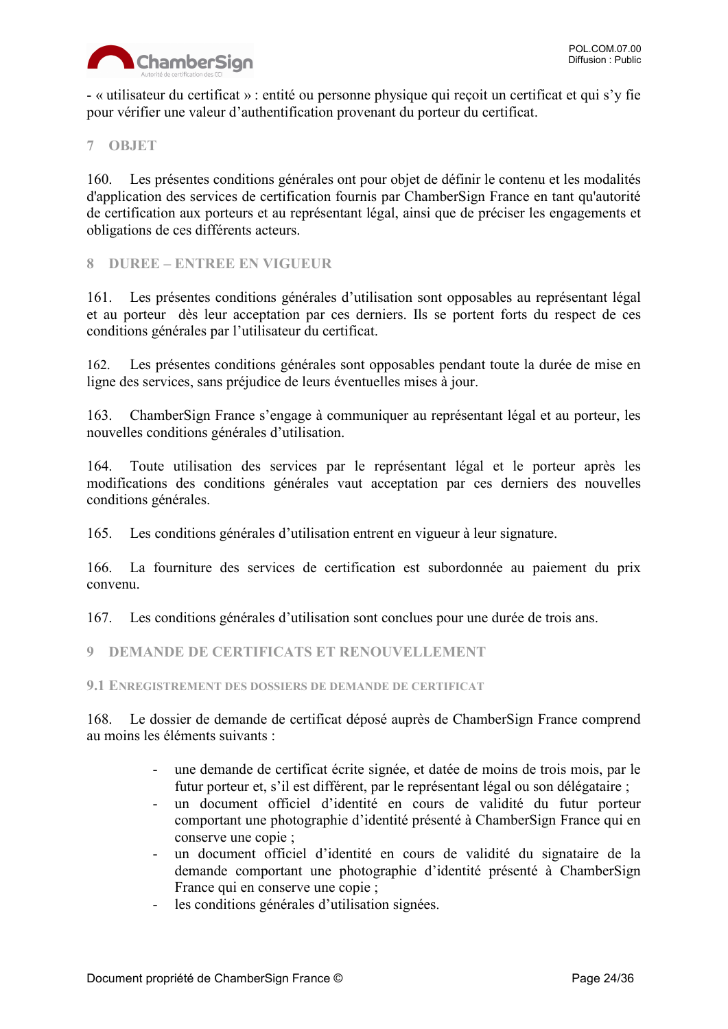- « utilisateur du certificat » : entité ou personne physique qui reçoit un certificat et qui s'y fie pour vérifier une valeur d'authentification provenant du porteur du certificat.

# 7 OBJET

160. Les présentes conditions générales ont pour objet de définir le contenu et les modalités d'application des services de certification fournis par ChamberSign France en tant qu'autorité de certification aux porteurs et au représentant légal, ainsi que de préciser les engagements et obligations de ces différents acteurs.

# 8 DUREE – ENTREE EN VIGUEUR

161. Les présentes conditions générales d'utilisation sont opposables au représentant légal et au porteur dès leur acceptation par ces derniers. Ils se portent forts du respect de ces conditions générales par l'utilisateur du certificat.

162. Les présentes conditions générales sont opposables pendant toute la durée de mise en ligne des services, sans préjudice de leurs éventuelles mises à jour.

163. ChamberSign France s'engage à communiquer au représentant légal et au porteur, les nouvelles conditions générales d'utilisation.

164. Toute utilisation des services par le représentant légal et le porteur après les modifications des conditions générales vaut acceptation par ces derniers des nouvelles conditions générales.

165. Les conditions générales d'utilisation entrent en vigueur à leur signature.

166. La fourniture des services de certification est subordonnée au paiement du prix convenu.

167. Les conditions générales d'utilisation sont conclues pour une durée de trois ans.

# 9 DEMANDE DE CERTIFICATS ET RENOUVELLEMENT

## 9.1 Enregistrement des dossiers de demande de certificat

168. Le dossier de demande de certificat déposé auprès de ChamberSign France comprend au moins les éléments suivants :

- une demande de certificat écrite signée, et datée de moins de trois mois, par le futur porteur et, s'il est différent, par le représentant légal ou son délégataire ;
- un document officiel d'identité en cours de validité du futur porteur comportant une photographie d'identité présenté à ChamberSign France qui en conserve une copie ;
- un document officiel d'identité en cours de validité du signataire de la demande comportant une photographie d'identité présenté à ChamberSign France qui en conserve une copie ;
- les conditions générales d'utilisation signées.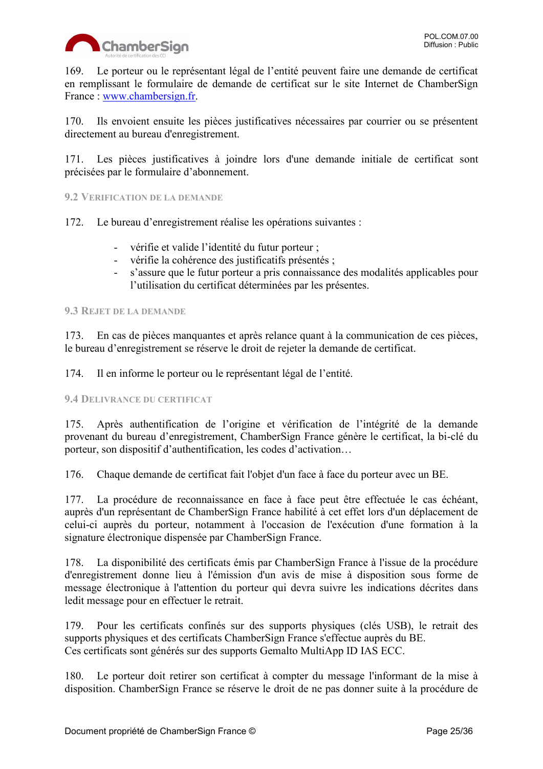169. Le porteur ou le représentant légal de l'entité peuvent faire une demande de certificat en remplissant le formulaire de demande de certificat sur le site Internet de ChamberSign France : [www.chambersign.fr](http://www.chambersign.fr).

170. Ils envoient ensuite les pièces justificatives nécessaires par courrier ou se présentent directement au bureau d'enregistrement.

171. Les pièces justificatives à joindre lors d'une demande initiale de certificat sont précisées par le formulaire d'abonnement.

### 9.2 Verification de la demande

172. Le bureau d'enregistrement réalise les opérations suivantes :

- vérifie et valide l'identité du futur porteur ;
- vérifie la cohérence des justificatifs présentés ;
- s'assure que le futur porteur a pris connaissance des modalités applicables pour l'utilisation du certificat déterminées par les présentes.

### 9.3 Rejet de la demande

173. En cas de pièces manquantes et après relance quant à la communication de ces pièces, le bureau d'enregistrement se réserve le droit de rejeter la demande de certificat.

174. Il en informe le porteur ou le représentant légal de l'entité.

### 9.4 Delivrance du certificat

175. Après authentification de l'origine et vérification de l'intégrité de la demande provenant du bureau d'enregistrement, ChamberSign France génère le certificat, la bi-clé du porteur, son dispositif d'authentification, les codes d'activation…

176. Chaque demande de certificat fait l'objet d'un face à face du porteur avec un BE.

177. La procédure de reconnaissance en face à face peut être effectuée le cas échéant, auprès d'un représentant de ChamberSign France habilité à cet effet lors d'un déplacement de celui-ci auprès du porteur, notamment à l'occasion de l'exécution d'une formation à la signature électronique dispensée par ChamberSign France.

178. La disponibilité des certificats émis par ChamberSign France à l'issue de la procédure d'enregistrement donne lieu à l'émission d'un avis de mise à disposition sous forme de message électronique à l'attention du porteur qui devra suivre les indications décrites dans ledit message pour en effectuer le retrait.

179. Pour les certificats confinés sur des supports physiques (clés USB), le retrait des supports physiques et des certificats ChamberSign France s'effectue auprès du BE.
Ces certificats sont générés sur des supports Gemalto MultiApp ID IAS ECC.

180. Le porteur doit retirer son certificat à compter du message l'informant de la mise à disposition. ChamberSign France se réserve le droit de ne pas donner suite à la procédure de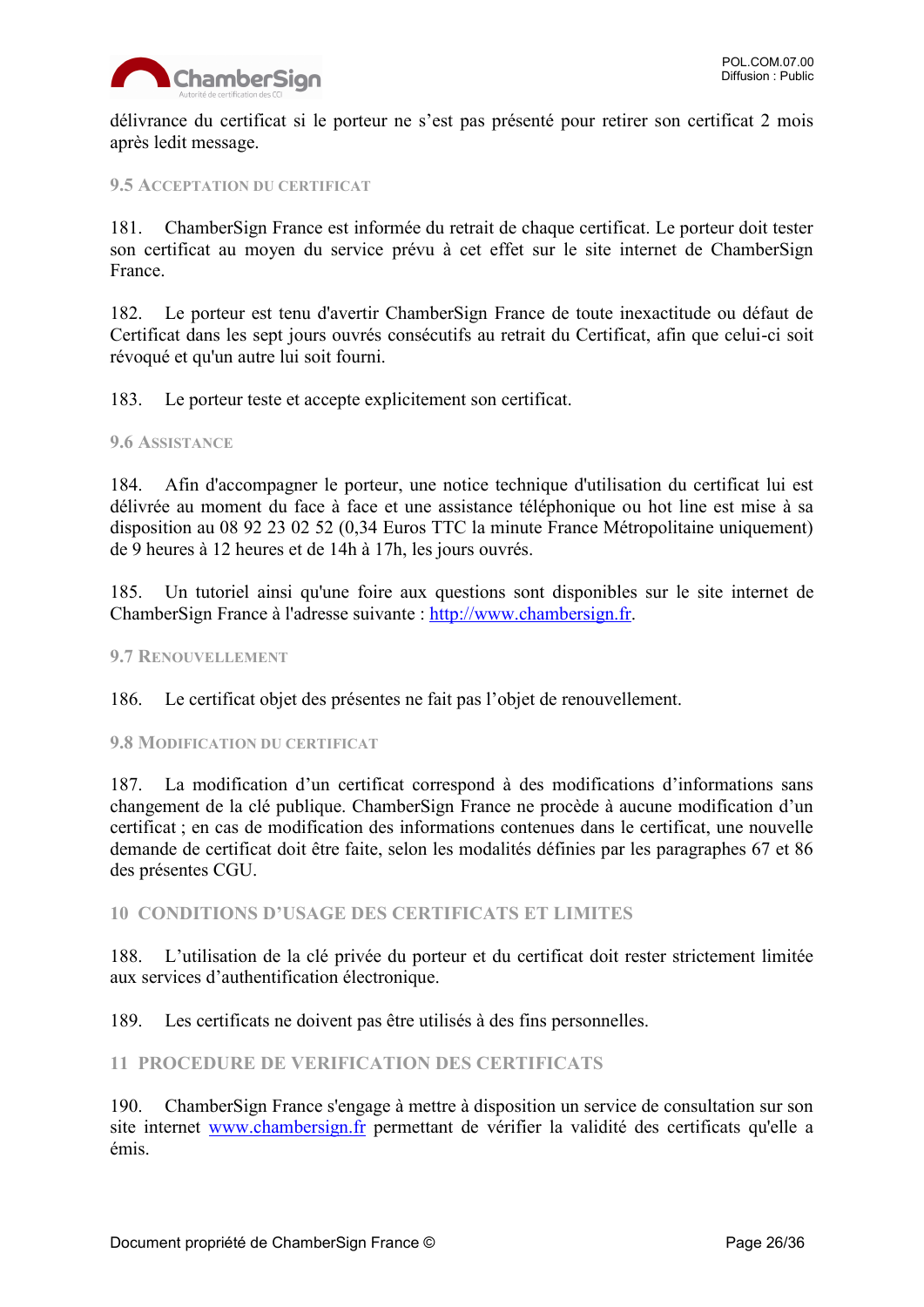délivrance du certificat si le porteur ne s'est pas présenté pour retirer son certificat 2 mois après ledit message.

### 9.5 Acceptation du certificat

181. ChamberSign France est informée du retrait de chaque certificat. Le porteur doit tester son certificat au moyen du service prévu à cet effet sur le site internet de ChamberSign France.

182. Le porteur est tenu d'avertir ChamberSign France de toute inexactitude ou défaut de Certificat dans les sept jours ouvrés consécutifs au retrait du Certificat, afin que celui-ci soit révoqué et qu'un autre lui soit fourni.

183. Le porteur teste et accepte explicitement son certificat.

### 9.6 Assistance

184. Afin d'accompagner le porteur, une notice technique d'utilisation du certificat lui est délivrée au moment du face à face et une assistance téléphonique ou hot line est mise à sa disposition au 08 92 23 02 52 (0,34 Euros TTC la minute France Métropolitaine uniquement) de 9 heures à 12 heures et de 14h à 17h, les jours ouvrés.

185. Un tutoriel ainsi qu'une foire aux questions sont disponibles sur le site internet de ChamberSign France à l'adresse suivante : [http://www.chambersign.fr](http://www.chambersign.fr).

### 9.7 Renouvellement

186. Le certificat objet des présentes ne fait pas l'objet de renouvellement.

### 9.8 Modification du certificat

187. La modification d'un certificat correspond à des modifications d'informations sans changement de la clé publique. ChamberSign France ne procède à aucune modification d'un certificat ; en cas de modification des informations contenues dans le certificat, une nouvelle demande de certificat doit être faite, selon les modalités définies par les paragraphes 67 et 86 des présentes CGU.

## 10 CONDITIONS D'USAGE DES CERTIFICATS ET LIMITES

188. L'utilisation de la clé privée du porteur et du certificat doit rester strictement limitée aux services d'authentification électronique.

189. Les certificats ne doivent pas être utilisés à des fins personnelles.

## 11 PROCEDURE DE VERIFICATION DES CERTIFICATS

190. ChamberSign France s'engage à mettre à disposition un service de consultation sur son site internet [www.chambersign.fr](http://www.chambersign.fr) permettant de vérifier la validité des certificats qu'elle a émis.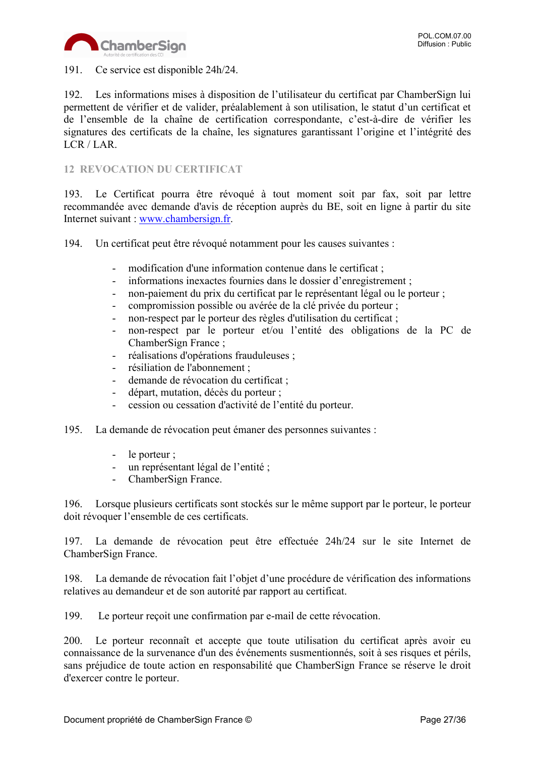191. Ce service est disponible 24h/24.

192. Les informations mises à disposition de l'utilisateur du certificat par ChamberSign lui permettent de vérifier et de valider, préalablement à son utilisation, le statut d'un certificat et de l'ensemble de la chaîne de certification correspondante, c'est-à-dire de vérifier les signatures des certificats de la chaîne, les signatures garantissant l'origine et l'intégrité des LCR / LAR.

## 12 REVOCATION DU CERTIFICAT

193. Le Certificat pourra être révoqué à tout moment soit par fax, soit par lettre recommandée avec demande d'avis de réception auprès du BE, soit en ligne à partir du site Internet suivant : [www.chambersign.fr](http://www.chambersign.fr).

194. Un certificat peut être révoqué notamment pour les causes suivantes :

- modification d'une information contenue dans le certificat ;
- informations inexactes fournies dans le dossier d'enregistrement ;
- non-paiement du prix du certificat par le représentant légal ou le porteur ;
- compromission possible ou avérée de la clé privée du porteur ;
- non-respect par le porteur des règles d'utilisation du certificat ;
- non-respect par le porteur et/ou l'entité des obligations de la PC de ChamberSign France ;
- réalisations d'opérations frauduleuses ;
- résiliation de l'abonnement ;
- demande de révocation du certificat ;
- départ, mutation, décès du porteur ;
- cession ou cessation d'activité de l'entité du porteur.

195. La demande de révocation peut émaner des personnes suivantes :

- le porteur ;
- un représentant légal de l'entité ;
- ChamberSign France.

196. Lorsque plusieurs certificats sont stockés sur le même support par le porteur, le porteur doit révoquer l'ensemble de ces certificats.

197. La demande de révocation peut être effectuée 24h/24 sur le site Internet de ChamberSign France.

198. La demande de révocation fait l'objet d'une procédure de vérification des informations relatives au demandeur et de son autorité par rapport au certificat.

199. Le porteur reçoit une confirmation par e-mail de cette révocation.

200. Le porteur reconnaît et accepte que toute utilisation du certificat après avoir eu connaissance de la survenance d'un des événements susmentionnés, soit à ses risques et périls, sans préjudice de toute action en responsabilité que ChamberSign France se réserve le droit d'exercer contre le porteur.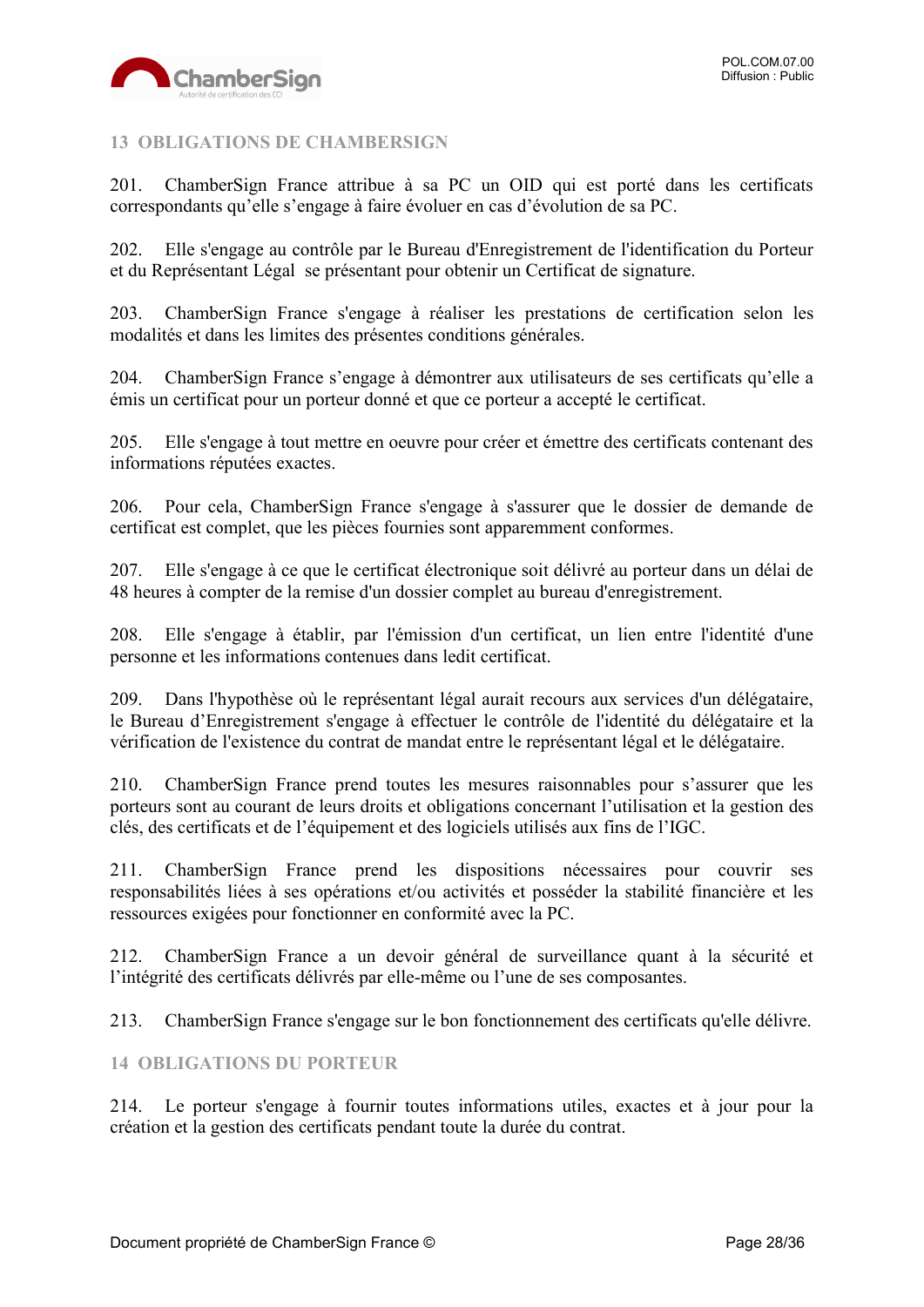## 13 OBLIGATIONS DE CHAMBERSIGN

201. ChamberSign France attribue à sa PC un OID qui est porté dans les certificats correspondants qu'elle s'engage à faire évoluer en cas d'évolution de sa PC.

202. Elle s'engage au contrôle par le Bureau d'Enregistrement de l'identification du Porteur et du Représentant Légal se présentant pour obtenir un Certificat de signature.

203. ChamberSign France s'engage à réaliser les prestations de certification selon les modalités et dans les limites des présentes conditions générales.

204. ChamberSign France s'engage à démontrer aux utilisateurs de ses certificats qu'elle a émis un certificat pour un porteur donné et que ce porteur a accepté le certificat.

205. Elle s'engage à tout mettre en oeuvre pour créer et émettre des certificats contenant des informations réputées exactes.

206. Pour cela, ChamberSign France s'engage à s'assurer que le dossier de demande de certificat est complet, que les pièces fournies sont apparemment conformes.

207. Elle s'engage à ce que le certificat électronique soit délivré au porteur dans un délai de 48 heures à compter de la remise d'un dossier complet au bureau d'enregistrement.

208. Elle s'engage à établir, par l'émission d'un certificat, un lien entre l'identité d'une personne et les informations contenues dans ledit certificat.

209. Dans l'hypothèse où le représentant légal aurait recours aux services d'un délégataire, le Bureau d'Enregistrement s'engage à effectuer le contrôle de l'identité du délégataire et la vérification de l'existence du contrat de mandat entre le représentant légal et le délégataire.

210. ChamberSign France prend toutes les mesures raisonnables pour s'assurer que les porteurs sont au courant de leurs droits et obligations concernant l'utilisation et la gestion des clés, des certificats et de l'équipement et des logiciels utilisés aux fins de l'IGC.

211. ChamberSign France prend les dispositions nécessaires pour couvrir ses responsabilités liées à ses opérations et/ou activités et posséder la stabilité financière et les ressources exigées pour fonctionner en conformité avec la PC.

212. ChamberSign France a un devoir général de surveillance quant à la sécurité et l'intégrité des certificats délivrés par elle-même ou l'une de ses composantes.

213. ChamberSign France s'engage sur le bon fonctionnement des certificats qu'elle délivre.

## 14 OBLIGATIONS DU PORTEUR

214. Le porteur s'engage à fournir toutes informations utiles, exactes et à jour pour la création et la gestion des certificats pendant toute la durée du contrat.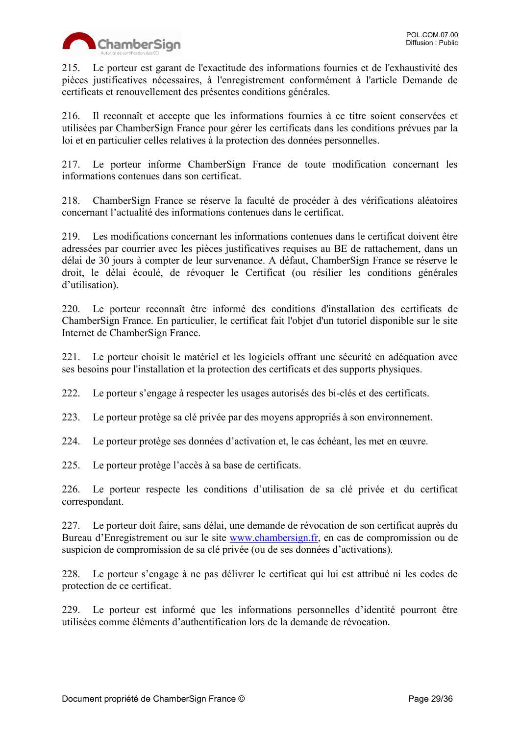215. Le porteur est garant de l'exactitude des informations fournies et de l'exhaustivité des pièces justificatives nécessaires, à l'enregistrement conformément à l'article Demande de certificats et renouvellement des présentes conditions générales.

216. Il reconnaît et accepte que les informations fournies à ce titre soient conservées et utilisées par ChamberSign France pour gérer les certificats dans les conditions prévues par la loi et en particulier celles relatives à la protection des données personnelles.

217. Le porteur informe ChamberSign France de toute modification concernant les informations contenues dans son certificat.

218. ChamberSign France se réserve la faculté de procéder à des vérifications aléatoires concernant l'actualité des informations contenues dans le certificat.

219. Les modifications concernant les informations contenues dans le certificat doivent être adressées par courrier avec les pièces justificatives requises au BE de rattachement, dans un délai de 30 jours à compter de leur survenance. A défaut, ChamberSign France se réserve le droit, le délai écoulé, de révoquer le Certificat (ou résilier les conditions générales d'utilisation).

220. Le porteur reconnaît être informé des conditions d'installation des certificats de ChamberSign France. En particulier, le certificat fait l'objet d'un tutoriel disponible sur le site Internet de ChamberSign France.

221. Le porteur choisit le matériel et les logiciels offrant une sécurité en adéquation avec ses besoins pour l'installation et la protection des certificats et des supports physiques.

222. Le porteur s'engage à respecter les usages autorisés des bi-clés et des certificats.

223. Le porteur protège sa clé privée par des moyens appropriés à son environnement.

224. Le porteur protège ses données d'activation et, le cas échéant, les met en œuvre.

225. Le porteur protège l'accès à sa base de certificats.

226. Le porteur respecte les conditions d'utilisation de sa clé privée et du certificat correspondant.

227. Le porteur doit faire, sans délai, une demande de révocation de son certificat auprès du Bureau d'Enregistrement ou sur le site www.chambersign.fr, en cas de compromission ou de suspicion de compromission de sa clé privée (ou de ses données d'activations).

228. Le porteur s'engage à ne pas délivrer le certificat qui lui est attribué ni les codes de protection de ce certificat.

229. Le porteur est informé que les informations personnelles d'identité pourront être utilisées comme éléments d'authentification lors de la demande de révocation.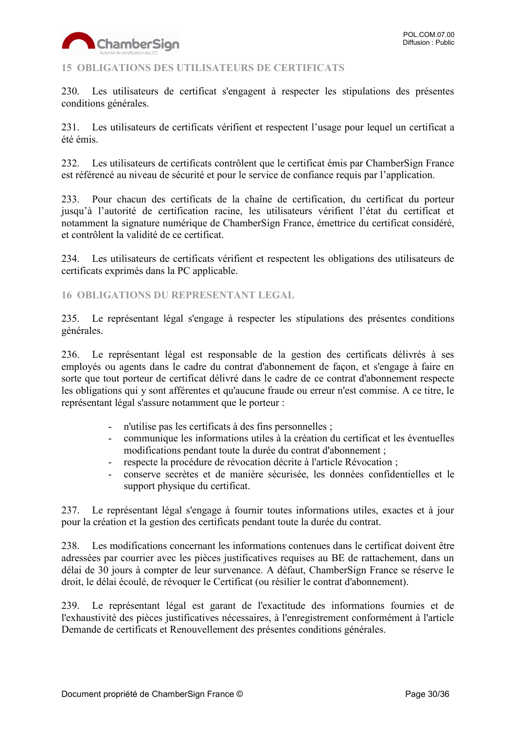## 15 OBLIGATIONS DES UTILISATEURS DE CERTIFICATS

230. Les utilisateurs de certificat s'engagent à respecter les stipulations des présentes conditions générales.

231. Les utilisateurs de certificats vérifient et respectent l'usage pour lequel un certificat a été émis.

232. Les utilisateurs de certificats contrôlent que le certificat émis par ChamberSign France est référencé au niveau de sécurité et pour le service de confiance requis par l'application.

233. Pour chacun des certificats de la chaîne de certification, du certificat du porteur jusqu'à l'autorité de certification racine, les utilisateurs vérifient l'état du certificat et notamment la signature numérique de ChamberSign France, émettrice du certificat considéré, et contrôlent la validité de ce certificat.

234. Les utilisateurs de certificats vérifient et respectent les obligations des utilisateurs de certificats exprimés dans la PC applicable.

## 16 OBLIGATIONS DU REPRESENTANT LEGAL

235. Le représentant légal s'engage à respecter les stipulations des présentes conditions générales.

236. Le représentant légal est responsable de la gestion des certificats délivrés à ses employés ou agents dans le cadre du contrat d'abonnement de façon, et s'engage à faire en sorte que tout porteur de certificat délivré dans le cadre de ce contrat d'abonnement respecte les obligations qui y sont afférentes et qu'aucune fraude ou erreur n'est commise. A ce titre, le représentant légal s'assure notamment que le porteur :

- n'utilise pas les certificats à des fins personnelles ;
- communique les informations utiles à la création du certificat et les éventuelles modifications pendant toute la durée du contrat d'abonnement ;
- respecte la procédure de révocation décrite à l'article Révocation ;
- conserve secrètes et de manière sécurisée, les données confidentielles et le support physique du certificat.

237. Le représentant légal s'engage à fournir toutes informations utiles, exactes et à jour pour la création et la gestion des certificats pendant toute la durée du contrat.

238. Les modifications concernant les informations contenues dans le certificat doivent être adressées par courrier avec les pièces justificatives requises au BE de rattachement, dans un délai de 30 jours à compter de leur survenance. A défaut, ChamberSign France se réserve le droit, le délai écoulé, de révoquer le Certificat (ou résilier le contrat d'abonnement).

239. Le représentant légal est garant de l'exactitude des informations fournies et de l'exhaustivité des pièces justificatives nécessaires, à l'enregistrement conformément à l'article Demande de certificats et Renouvellement des présentes conditions générales.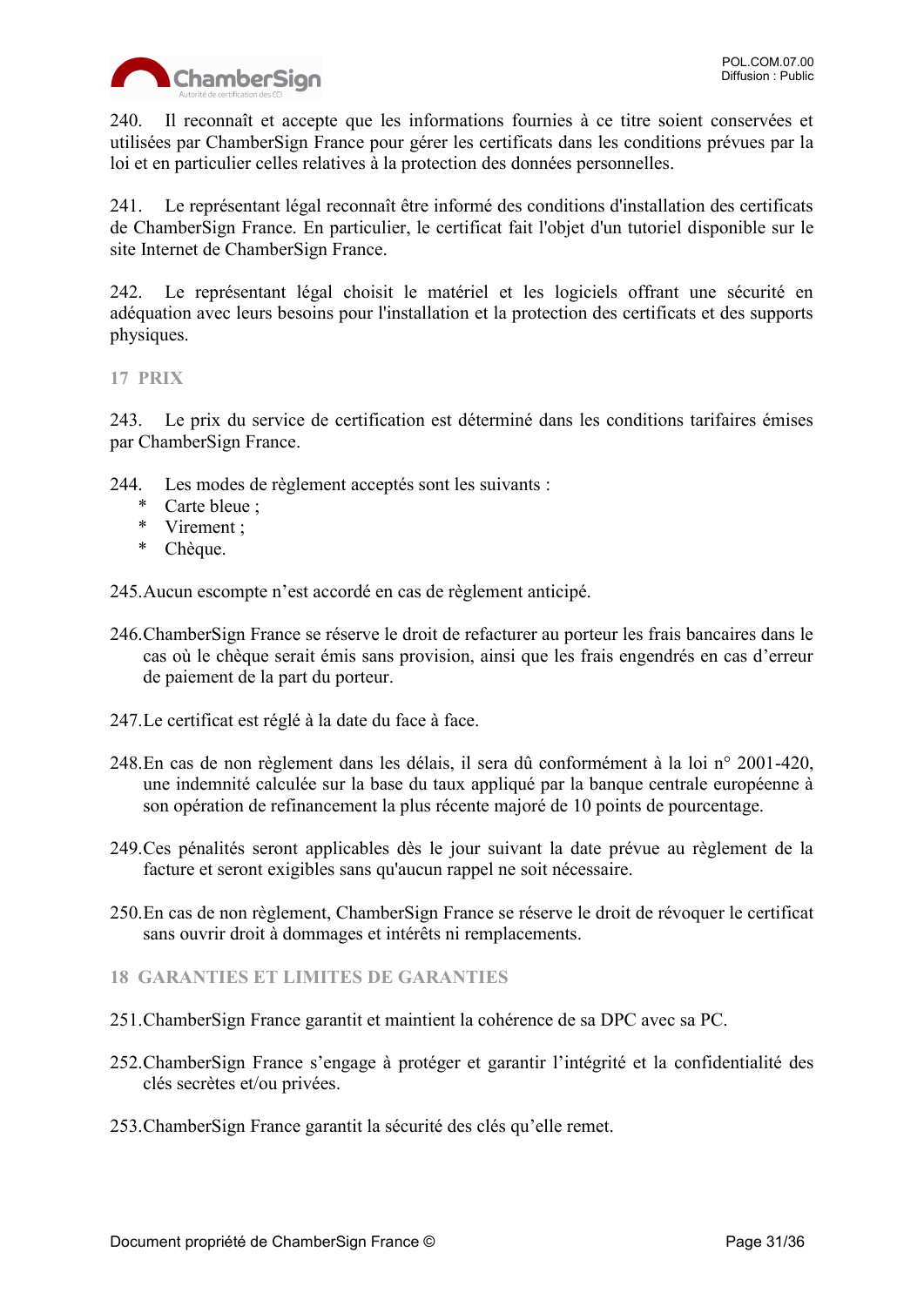240. Il reconnaît et accepte que les informations fournies à ce titre soient conservées et utilisées par ChamberSign France pour gérer les certificats dans les conditions prévues par la loi et en particulier celles relatives à la protection des données personnelles.

241. Le représentant légal reconnaît être informé des conditions d'installation des certificats de ChamberSign France. En particulier, le certificat fait l'objet d'un tutoriel disponible sur le site Internet de ChamberSign France.

242. Le représentant légal choisit le matériel et les logiciels offrant une sécurité en adéquation avec leurs besoins pour l'installation et la protection des certificats et des supports physiques.

## 17 PRIX

243. Le prix du service de certification est déterminé dans les conditions tarifaires émises par ChamberSign France.

244. Les modes de règlement acceptés sont les suivants :

- Carte bleue ;
- Virement ;
- Chèque.

245. Aucun escompte n'est accordé en cas de règlement anticipé.

246. ChamberSign France se réserve le droit de refacturer au porteur les frais bancaires dans le cas où le chèque serait émis sans provision, ainsi que les frais engendrés en cas d'erreur de paiement de la part du porteur.

247. Le certificat est réglé à la date du face à face.

248. En cas de non règlement dans les délais, il sera dû conformément à la loi n° 2001-420, une indemnité calculée sur la base du taux appliqué par la banque centrale européenne à son opération de refinancement la plus récente majoré de 10 points de pourcentage.

249. Ces pénalités seront applicables dès le jour suivant la date prévue au règlement de la facture et seront exigibles sans qu'aucun rappel ne soit nécessaire.

250. En cas de non règlement, ChamberSign France se réserve le droit de révoquer le certificat sans ouvrir droit à dommages et intérêts ni remplacements.

## 18 GARANTIES ET LIMITES DE GARANTIES

251. ChamberSign France garantit et maintient la cohérence de sa DPC avec sa PC.

252. ChamberSign France s'engage à protéger et garantir l'intégrité et la confidentialité des clés secrètes et/ou privées.

253. ChamberSign France garantit la sécurité des clés qu'elle remet.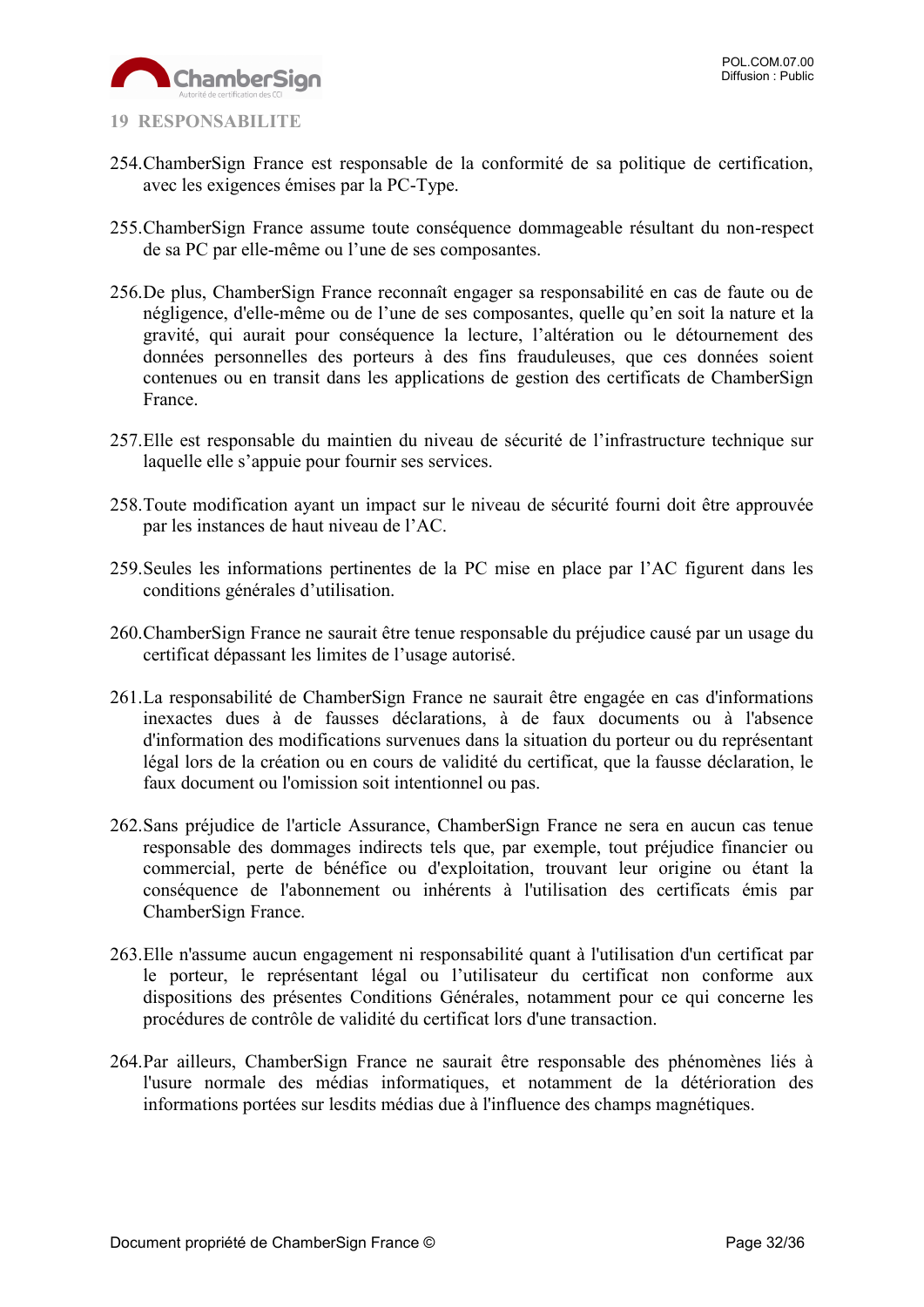## 19 RESPONSABILITE

254. ChamberSign France est responsable de la conformité de sa politique de certification, avec les exigences émises par la PC-Type.

255. ChamberSign France assume toute conséquence dommageable résultant du non-respect de sa PC par elle-même ou l'une de ses composantes.

256. De plus, ChamberSign France reconnaît engager sa responsabilité en cas de faute ou de négligence, d'elle-même ou de l'une de ses composantes, quelle qu'en soit la nature et la gravité, qui aurait pour conséquence la lecture, l'altération ou le détournement des données personnelles des porteurs à des fins frauduleuses, que ces données soient contenues ou en transit dans les applications de gestion des certificats de ChamberSign France.

257. Elle est responsable du maintien du niveau de sécurité de l'infrastructure technique sur laquelle elle s'appuie pour fournir ses services.

258. Toute modification ayant un impact sur le niveau de sécurité fourni doit être approuvée par les instances de haut niveau de l'AC.

259. Seules les informations pertinentes de la PC mise en place par l'AC figurent dans les conditions générales d'utilisation.

260. ChamberSign France ne saurait être tenue responsable du préjudice causé par un usage du certificat dépassant les limites de l'usage autorisé.

261. La responsabilité de ChamberSign France ne saurait être engagée en cas d'informations inexactes dues à de fausses déclarations, à de faux documents ou à l'absence d'information des modifications survenues dans la situation du porteur ou du représentant légal lors de la création ou en cours de validité du certificat, que la fausse déclaration, le faux document ou l'omission soit intentionnel ou pas.

262. Sans préjudice de l'article Assurance, ChamberSign France ne sera en aucun cas tenue responsable des dommages indirects tels que, par exemple, tout préjudice financier ou commercial, perte de bénéfice ou d'exploitation, trouvant leur origine ou étant la conséquence de l'abonnement ou inhérents à l'utilisation des certificats émis par ChamberSign France.

263. Elle n'assume aucun engagement ni responsabilité quant à l'utilisation d'un certificat par le porteur, le représentant légal ou l'utilisateur du certificat non conforme aux dispositions des présentes Conditions Générales, notamment pour ce qui concerne les procédures de contrôle de validité du certificat lors d'une transaction.

264. Par ailleurs, ChamberSign France ne saurait être responsable des phénomènes liés à l'usure normale des médias informatiques, et notamment de la détérioration des informations portées sur lesdits médias due à l'influence des champs magnétiques.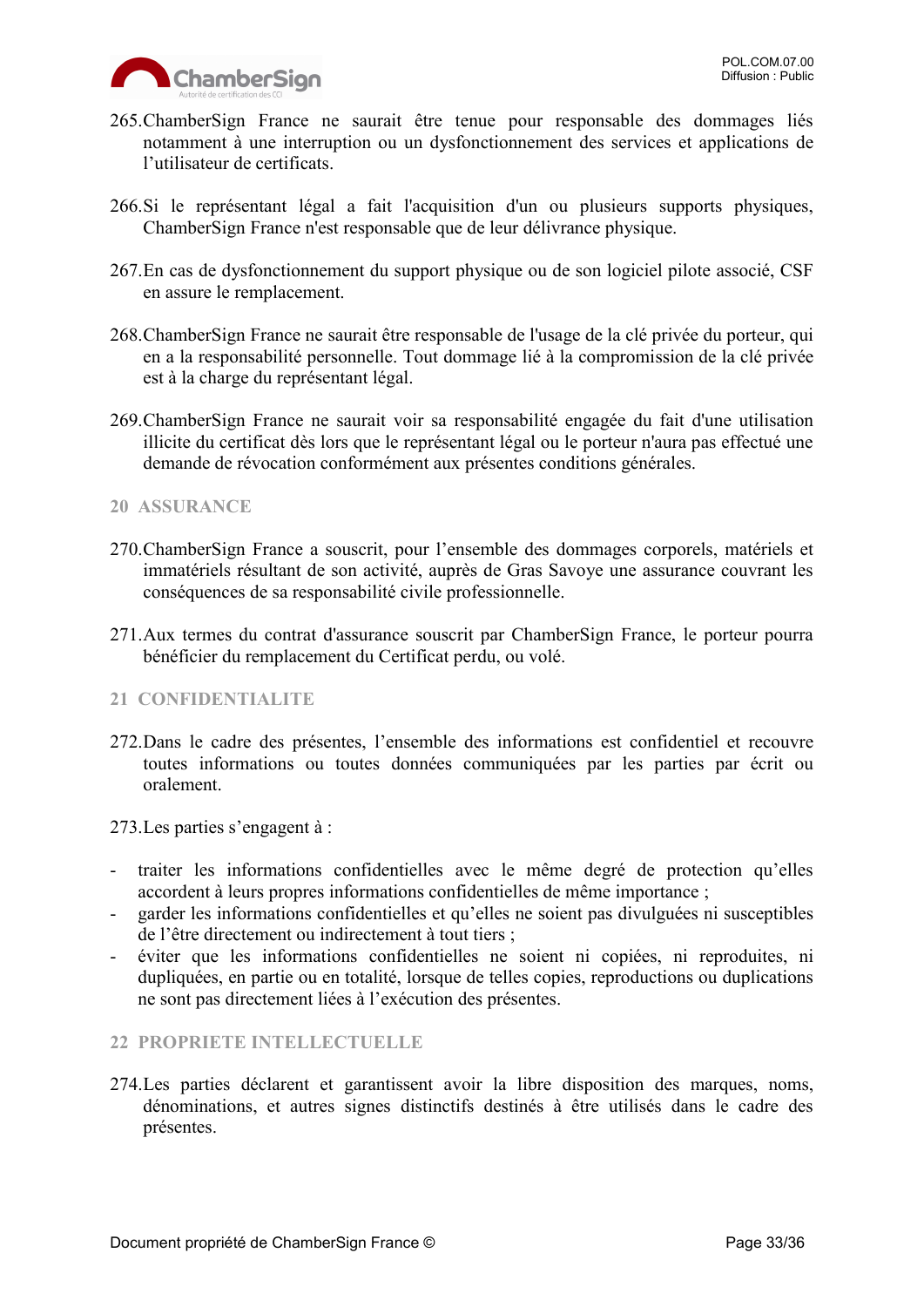265.ChamberSign France ne saurait être tenue pour responsable des dommages liés notamment à une interruption ou un dysfonctionnement des services et applications de l'utilisateur de certificats.

266.Si le représentant légal a fait l'acquisition d'un ou plusieurs supports physiques, ChamberSign France n'est responsable que de leur délivrance physique.

267.En cas de dysfonctionnement du support physique ou de son logiciel pilote associé, CSF en assure le remplacement.

268.ChamberSign France ne saurait être responsable de l'usage de la clé privée du porteur, qui en a la responsabilité personnelle. Tout dommage lié à la compromission de la clé privée est à la charge du représentant légal.

269.ChamberSign France ne saurait voir sa responsabilité engagée du fait d'une utilisation illicite du certificat dès lors que le représentant légal ou le porteur n'aura pas effectué une demande de révocation conformément aux présentes conditions générales.

## 20 ASSURANCE

270.ChamberSign France a souscrit, pour l'ensemble des dommages corporels, matériels et immatériels résultant de son activité, auprès de Gras Savoye une assurance couvrant les conséquences de sa responsabilité civile professionnelle.

271.Aux termes du contrat d'assurance souscrit par ChamberSign France, le porteur pourra bénéficier du remplacement du Certificat perdu, ou volé.

## 21 CONFIDENTIALITE

272.Dans le cadre des présentes, l'ensemble des informations est confidentiel et recouvre toutes informations ou toutes données communiquées par les parties par écrit ou oralement.

273.Les parties s'engagent à :

- traiter les informations confidentielles avec le même degré de protection qu'elles accordent à leurs propres informations confidentielles de même importance ;
- garder les informations confidentielles et qu'elles ne soient pas divulguées ni susceptibles de l'être directement ou indirectement à tout tiers ;
- éviter que les informations confidentielles ne soient ni copiées, ni reproduites, ni dupliquées, en partie ou en totalité, lorsque de telles copies, reproductions ou duplications ne sont pas directement liées à l'exécution des présentes.

## 22 PROPRIETE INTELLECTUELLE

274.Les parties déclarent et garantissent avoir la libre disposition des marques, noms, dénominations, et autres signes distinctifs destinés à être utilisés dans le cadre des présentes.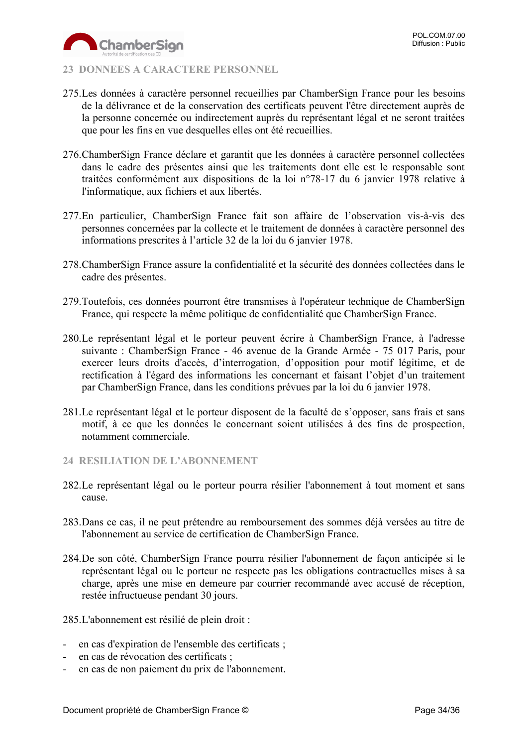## 23 DONNEES A CARACTERE PERSONNEL

275. Les données à caractère personnel recueillies par ChamberSign France pour les besoins de la délivrance et de la conservation des certificats peuvent l'être directement auprès de la personne concernée ou indirectement auprès du représentant légal et ne seront traitées que pour les fins en vue desquelles elles ont été recueillies.

276. ChamberSign France déclare et garantit que les données à caractère personnel collectées dans le cadre des présentes ainsi que les traitements dont elle est le responsable sont traitées conformément aux dispositions de la loi n°78-17 du 6 janvier 1978 relative à l'informatique, aux fichiers et aux libertés.

277. En particulier, ChamberSign France fait son affaire de l'observation vis-à-vis des personnes concernées par la collecte et le traitement de données à caractère personnel des informations prescrites à l'article 32 de la loi du 6 janvier 1978.

278. ChamberSign France assure la confidentialité et la sécurité des données collectées dans le cadre des présentes.

279. Toutefois, ces données pourront être transmises à l'opérateur technique de ChamberSign France, qui respecte la même politique de confidentialité que ChamberSign France.

280. Le représentant légal et le porteur peuvent écrire à ChamberSign France, à l'adresse suivante : ChamberSign France - 46 avenue de la Grande Armée - 75 017 Paris, pour exercer leurs droits d'accès, d'interrogation, d'opposition pour motif légitime, et de rectification à l'égard des informations les concernant et faisant l'objet d'un traitement par ChamberSign France, dans les conditions prévues par la loi du 6 janvier 1978.

281. Le représentant légal et le porteur disposent de la faculté de s'opposer, sans frais et sans motif, à ce que les données le concernant soient utilisées à des fins de prospection, notamment commerciale.

## 24 RESILIATION DE L'ABONNEMENT

282. Le représentant légal ou le porteur pourra résilier l'abonnement à tout moment et sans cause.

283. Dans ce cas, il ne peut prétendre au remboursement des sommes déjà versées au titre de l'abonnement au service de certification de ChamberSign France.

284. De son côté, ChamberSign France pourra résilier l'abonnement de façon anticipée si le représentant légal ou le porteur ne respecte pas les obligations contractuelles mises à sa charge, après une mise en demeure par courrier recommandé avec accusé de réception, restée infructueuse pendant 30 jours.

285. L'abonnement est résilié de plein droit :

- en cas d'expiration de l'ensemble des certificats ;
- en cas de révocation des certificats ;
- en cas de non paiement du prix de l'abonnement.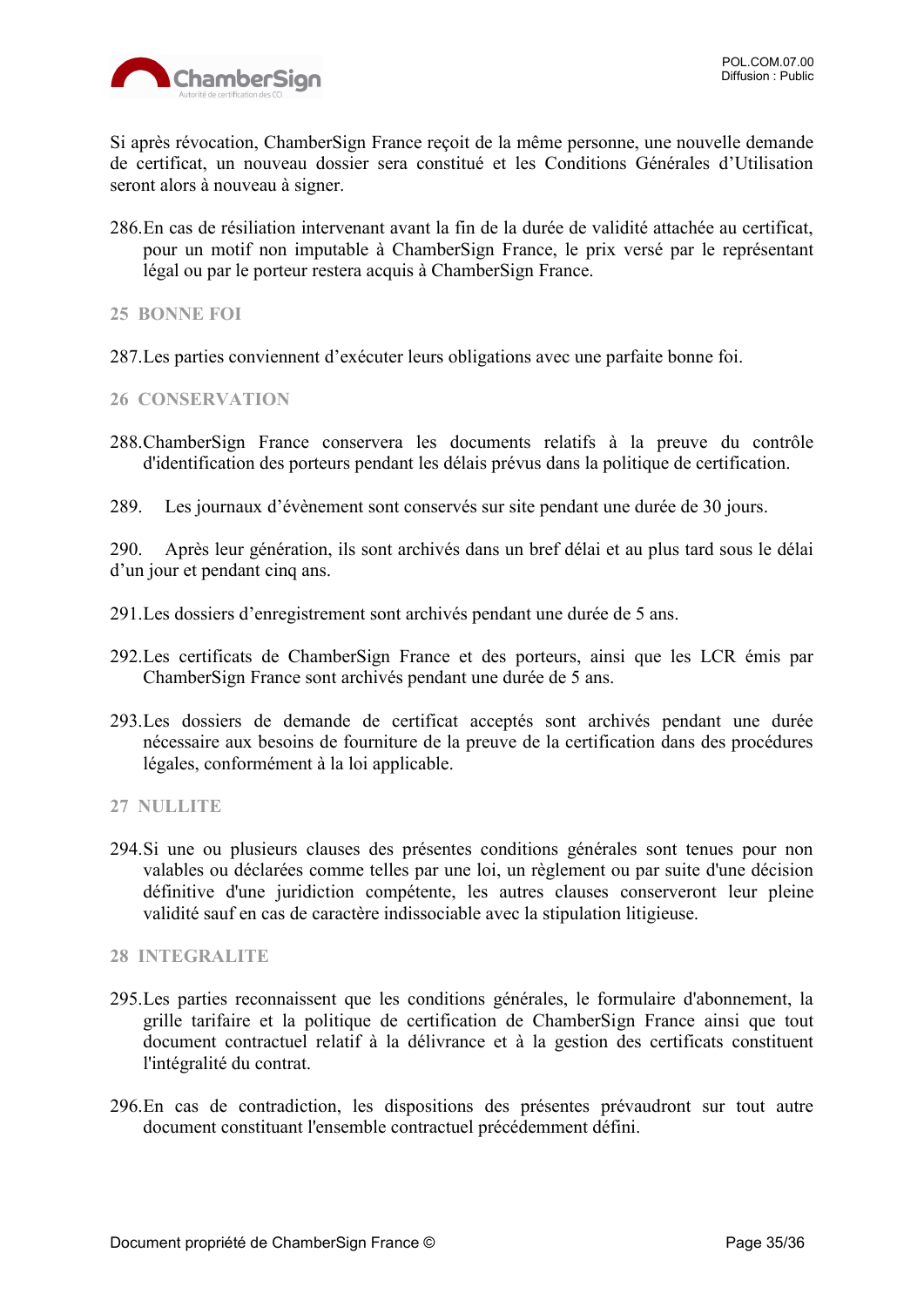Si après révocation, ChamberSign France reçoit de la même personne, une nouvelle demande de certificat, un nouveau dossier sera constitué et les Conditions Générales d'Utilisation seront alors à nouveau à signer.

286. En cas de résiliation intervenant avant la fin de la durée de validité attachée au certificat, pour un motif non imputable à ChamberSign France, le prix versé par le représentant légal ou par le porteur restera acquis à ChamberSign France.

## 25 BONNE FOI

287. Les parties conviennent d'exécuter leurs obligations avec une parfaite bonne foi.

## 26 CONSERVATION

288. ChamberSign France conservera les documents relatifs à la preuve du contrôle d'identification des porteurs pendant les délais prévus dans la politique de certification.

289. Les journaux d'évènement sont conservés sur site pendant une durée de 30 jours.

290. Après leur génération, ils sont archivés dans un bref délai et au plus tard sous le délai d'un jour et pendant cinq ans.

291. Les dossiers d'enregistrement sont archivés pendant une durée de 5 ans.

292. Les certificats de ChamberSign France et des porteurs, ainsi que les LCR émis par ChamberSign France sont archivés pendant une durée de 5 ans.

293. Les dossiers de demande de certificat acceptés sont archivés pendant une durée nécessaire aux besoins de fourniture de la preuve de la certification dans des procédures légales, conformément à la loi applicable.

## 27 NULLITE

294. Si une ou plusieurs clauses des présentes conditions générales sont tenues pour non valables ou déclarées comme telles par une loi, un règlement ou par suite d'une décision définitive d'une juridiction compétente, les autres clauses conserveront leur pleine validité sauf en cas de caractère indissociable avec la stipulation litigieuse.

## 28 INTEGRALITE

295. Les parties reconnaissent que les conditions générales, le formulaire d'abonnement, la grille tarifaire et la politique de certification de ChamberSign France ainsi que tout document contractuel relatif à la délivrance et à la gestion des certificats constituent l'intégralité du contrat.

296. En cas de contradiction, les dispositions des présentes prévaudront sur tout autre document constituant l'ensemble contractuel précédemment défini.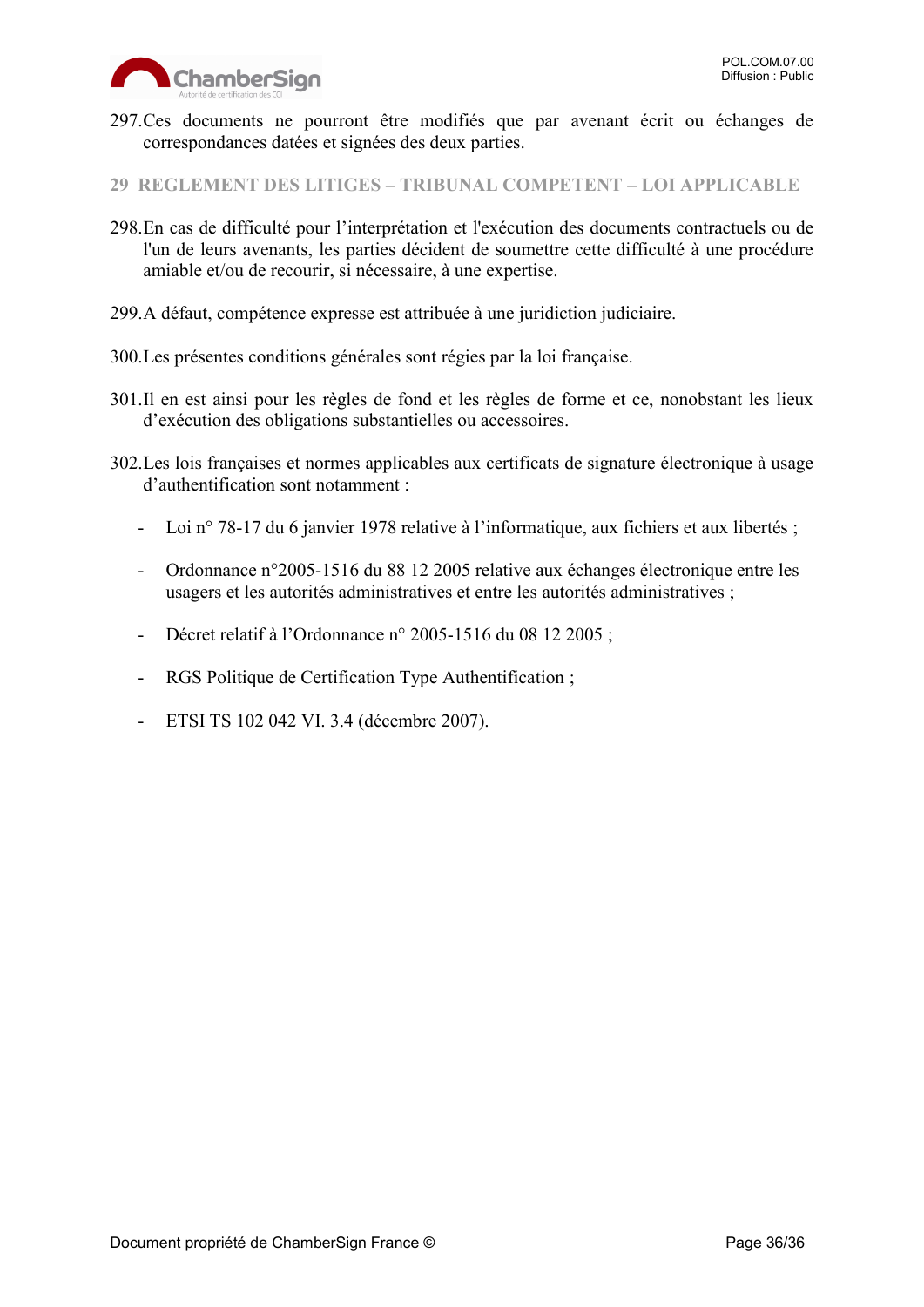297. Ces documents ne pourront être modifiés que par avenant écrit ou échanges de correspondances datées et signées des deux parties.

## 29 REGLEMENT DES LITIGES – TRIBUNAL COMPETENT – LOI APPLICABLE

298. En cas de difficulté pour l'interprétation et l'exécution des documents contractuels ou de l'un de leurs avenants, les parties décident de soumettre cette difficulté à une procédure amiable et/ou de recourir, si nécessaire, à une expertise.

299. A défaut, compétence expresse est attribuée à une juridiction judiciaire.

300. Les présentes conditions générales sont régies par la loi française.

301. Il en est ainsi pour les règles de fond et les règles de forme et ce, nonobstant les lieux d'exécution des obligations substantielles ou accessoires.

302. Les lois françaises et normes applicables aux certificats de signature électronique à usage d'authentification sont notamment :

- Loi n° 78-17 du 6 janvier 1978 relative à l'informatique, aux fichiers et aux libertés ;
- Ordonnance n°2005-1516 du 88 12 2005 relative aux échanges électronique entre les usagers et les autorités administratives et entre les autorités administratives ;
- Décret relatif à l'Ordonnance n° 2005-1516 du 08 12 2005 ;
- RGS Politique de Certification Type Authentification ;
- ETSI TS 102 042 VI. 3.4 (décembre 2007).